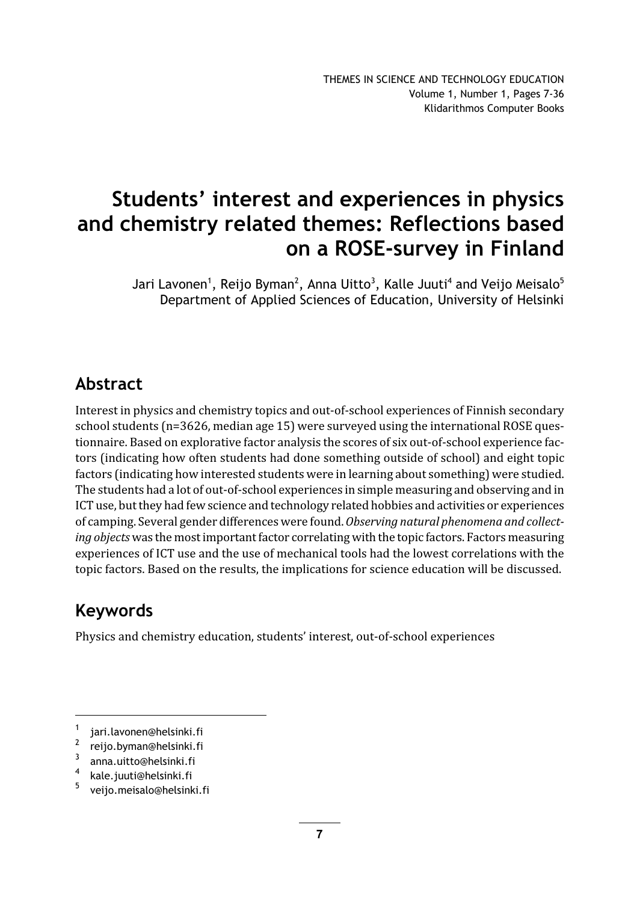# Students' interest and experiences in physics and chemistry related themes: Reflections based on a ROSE-survey in Finland

Jari Lavonen[1], Reijo Byman[2], Anna Uitto[3], Kalle Juuti[4] and Veijo Meisalo[5]
Department of Applied Sciences of Education, University of Helsinki

## Abstract

Interest in physics and chemistry topics and out-of-school experiences of Finnish secondary school students (n=3626, median age 15) were surveyed using the international ROSE questionnaire. Based on explorative factor analysis the scores of six out-of-school experience factors (indicating how often students had done something outside of school) and eight topic factors (indicating how interested students were in learning about something) were studied. The students had a lot of out-of-school experiences in simple measuring and observing and in ICT use, but they had few science and technology related hobbies and activities or experiences of camping. Several gender differences were found. *Observing natural phenomena and collecting objects* was the most important factor correlating with the topic factors. Factors measuring experiences of ICT use and the use of mechanical tools had the lowest correlations with the topic factors. Based on the results, the implications for science education will be discussed.

## Keywords

Physics and chemistry education, students' interest, out-of-school experiences

---

[1] jari.lavonen@helsinki.fi
[2] reijo.byman@helsinki.fi
[3] anna.uitto@helsinki.fi
[4] kale.juuti@helsinki.fi
[5] veijo.meisalo@helsinki.fi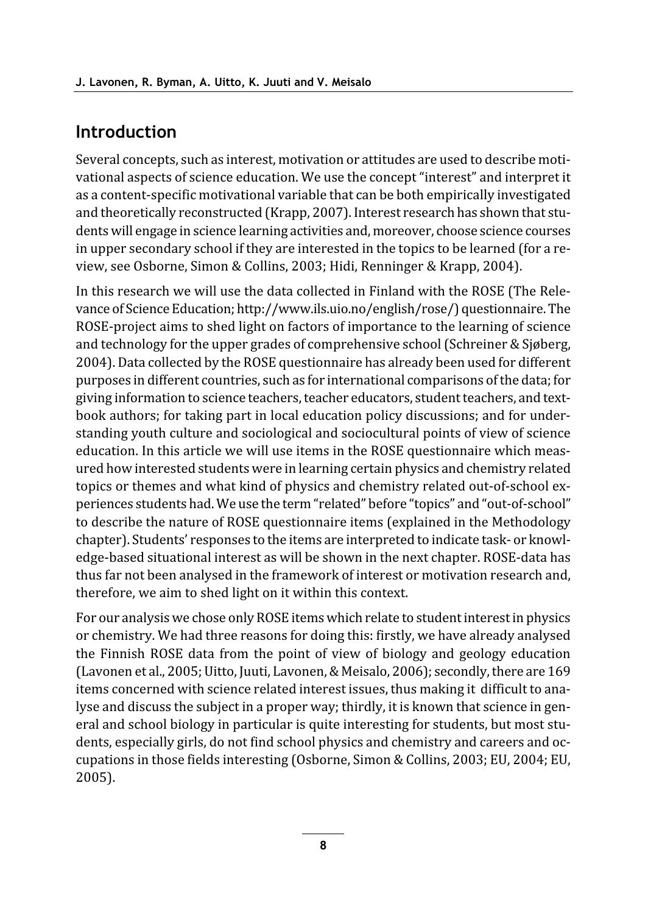## Introduction

Several concepts, such as interest, motivation or attitudes are used to describe motivational aspects of science education. We use the concept "interest" and interpret it as a content-specific motivational variable that can be both empirically investigated and theoretically reconstructed (Krapp, 2007). Interest research has shown that students will engage in science learning activities and, moreover, choose science courses in upper secondary school if they are interested in the topics to be learned (for a review, see Osborne, Simon & Collins, 2003; Hidi, Renninger & Krapp, 2004).

In this research we will use the data collected in Finland with the ROSE (The Relevance of Science Education; http://www.ils.uio.no/english/rose/) questionnaire. The ROSE-project aims to shed light on factors of importance to the learning of science and technology for the upper grades of comprehensive school (Schreiner & Sjøberg, 2004). Data collected by the ROSE questionnaire has already been used for different purposes in different countries, such as for international comparisons of the data; for giving information to science teachers, teacher educators, student teachers, and textbook authors; for taking part in local education policy discussions; and for understanding youth culture and sociological and sociocultural points of view of science education. In this article we will use items in the ROSE questionnaire which measured how interested students were in learning certain physics and chemistry related topics or themes and what kind of physics and chemistry related out-of-school experiences students had. We use the term "related" before "topics" and "out-of-school" to describe the nature of ROSE questionnaire items (explained in the Methodology chapter). Students' responses to the items are interpreted to indicate task- or knowledge-based situational interest as will be shown in the next chapter. ROSE-data has thus far not been analysed in the framework of interest or motivation research and, therefore, we aim to shed light on it within this context.

For our analysis we chose only ROSE items which relate to student interest in physics or chemistry. We had three reasons for doing this: firstly, we have already analysed the Finnish ROSE data from the point of view of biology and geology education (Lavonen et al., 2005; Uitto, Juuti, Lavonen, & Meisalo, 2006); secondly, there are 169 items concerned with science related interest issues, thus making it difficult to analyse and discuss the subject in a proper way; thirdly, it is known that science in general and school biology in particular is quite interesting for students, but most students, especially girls, do not find school physics and chemistry and careers and occupations in those fields interesting (Osborne, Simon & Collins, 2003; EU, 2004; EU, 2005).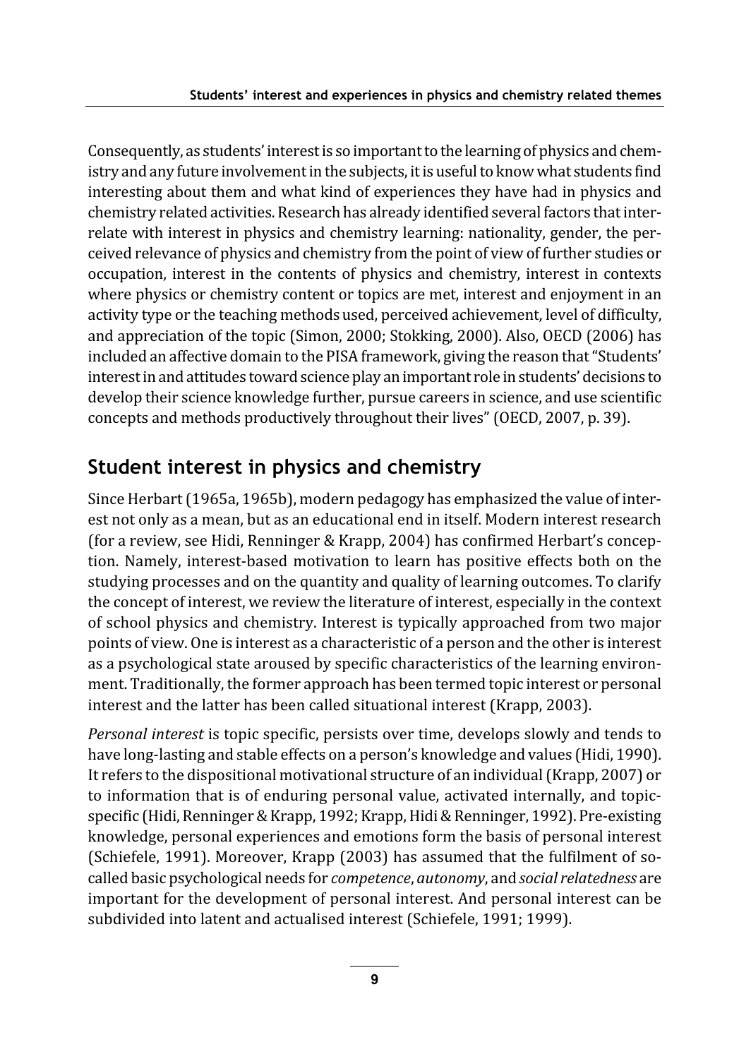Consequently, as students' interest is so important to the learning of physics and chemistry and any future involvement in the subjects, it is useful to know what students find interesting about them and what kind of experiences they have had in physics and chemistry related activities. Research has already identified several factors that interrelate with interest in physics and chemistry learning: nationality, gender, the perceived relevance of physics and chemistry from the point of view of further studies or occupation, interest in the contents of physics and chemistry, interest in contexts where physics or chemistry content or topics are met, interest and enjoyment in an activity type or the teaching methods used, perceived achievement, level of difficulty, and appreciation of the topic (Simon, 2000; Stokking, 2000). Also, OECD (2006) has included an affective domain to the PISA framework, giving the reason that "Students' interest in and attitudes toward science play an important role in students' decisions to develop their science knowledge further, pursue careers in science, and use scientific concepts and methods productively throughout their lives" (OECD, 2007, p. 39).

## Student interest in physics and chemistry

Since Herbart (1965a, 1965b), modern pedagogy has emphasized the value of interest not only as a mean, but as an educational end in itself. Modern interest research (for a review, see Hidi, Renninger & Krapp, 2004) has confirmed Herbart's conception. Namely, interest-based motivation to learn has positive effects both on the studying processes and on the quantity and quality of learning outcomes. To clarify the concept of interest, we review the literature of interest, especially in the context of school physics and chemistry. Interest is typically approached from two major points of view. One is interest as a characteristic of a person and the other is interest as a psychological state aroused by specific characteristics of the learning environment. Traditionally, the former approach has been termed topic interest or personal interest and the latter has been called situational interest (Krapp, 2003).

*Personal interest* is topic specific, persists over time, develops slowly and tends to have long-lasting and stable effects on a person's knowledge and values (Hidi, 1990). It refers to the dispositional motivational structure of an individual (Krapp, 2007) or to information that is of enduring personal value, activated internally, and topic-specific (Hidi, Renninger & Krapp, 1992; Krapp, Hidi & Renninger, 1992). Pre-existing knowledge, personal experiences and emotions form the basis of personal interest (Schiefele, 1991). Moreover, Krapp (2003) has assumed that the fulfilment of so-called basic psychological needs for *competence*, *autonomy*, and *social relatedness* are important for the development of personal interest. And personal interest can be subdivided into latent and actualised interest (Schiefele, 1991; 1999).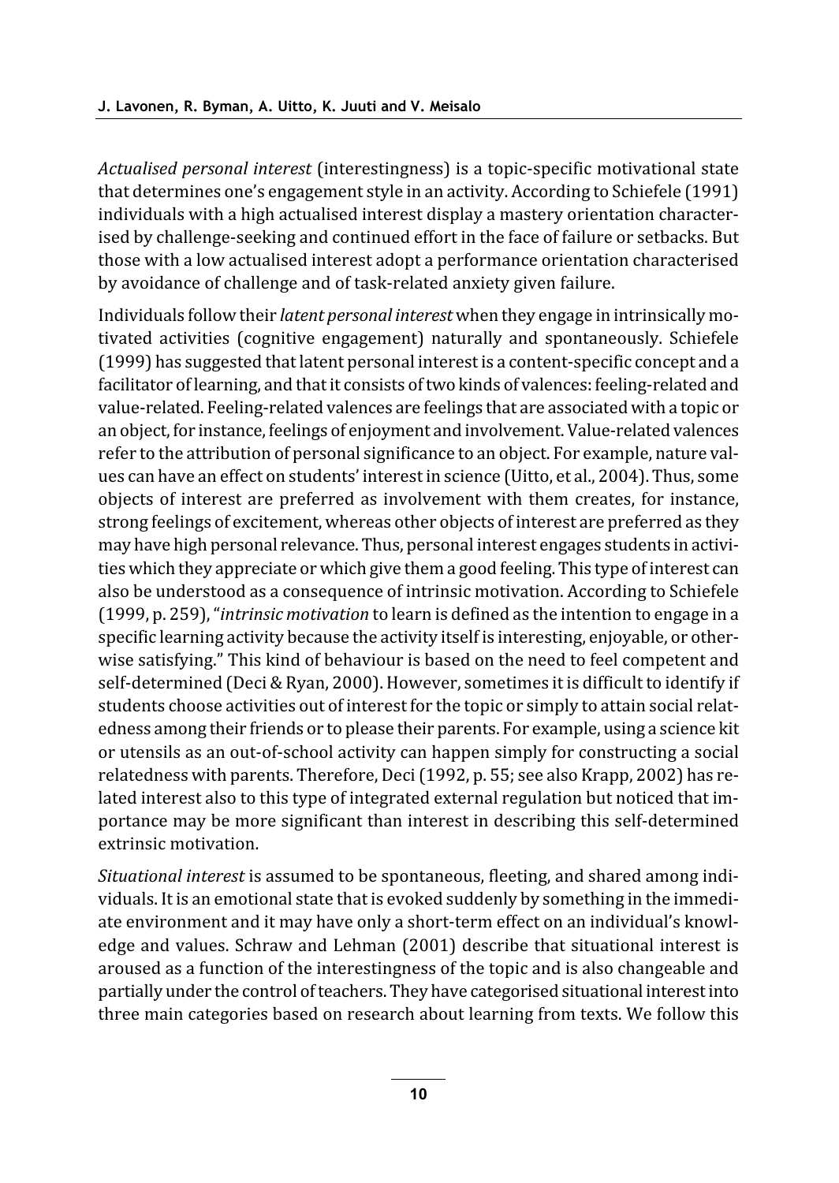*Actualised personal interest* (interestingness) is a topic-specific motivational state that determines one's engagement style in an activity. According to Schiefele (1991) individuals with a high actualised interest display a mastery orientation characterised by challenge-seeking and continued effort in the face of failure or setbacks. But those with a low actualised interest adopt a performance orientation characterised by avoidance of challenge and of task-related anxiety given failure.

Individuals follow their *latent personal interest* when they engage in intrinsically motivated activities (cognitive engagement) naturally and spontaneously. Schiefele (1999) has suggested that latent personal interest is a content-specific concept and a facilitator of learning, and that it consists of two kinds of valences: feeling-related and value-related. Feeling-related valences are feelings that are associated with a topic or an object, for instance, feelings of enjoyment and involvement. Value-related valences refer to the attribution of personal significance to an object. For example, nature values can have an effect on students' interest in science (Uitto, et al., 2004). Thus, some objects of interest are preferred as involvement with them creates, for instance, strong feelings of excitement, whereas other objects of interest are preferred as they may have high personal relevance. Thus, personal interest engages students in activities which they appreciate or which give them a good feeling. This type of interest can also be understood as a consequence of intrinsic motivation. According to Schiefele (1999, p. 259), "*intrinsic motivation* to learn is defined as the intention to engage in a specific learning activity because the activity itself is interesting, enjoyable, or otherwise satisfying." This kind of behaviour is based on the need to feel competent and self-determined (Deci & Ryan, 2000). However, sometimes it is difficult to identify if students choose activities out of interest for the topic or simply to attain social relatedness among their friends or to please their parents. For example, using a science kit or utensils as an out-of-school activity can happen simply for constructing a social relatedness with parents. Therefore, Deci (1992, p. 55; see also Krapp, 2002) has related interest also to this type of integrated external regulation but noticed that importance may be more significant than interest in describing this self-determined extrinsic motivation.

*Situational interest* is assumed to be spontaneous, fleeting, and shared among individuals. It is an emotional state that is evoked suddenly by something in the immediate environment and it may have only a short-term effect on an individual's knowledge and values. Schraw and Lehman (2001) describe that situational interest is aroused as a function of the interestingness of the topic and is also changeable and partially under the control of teachers. They have categorised situational interest into three main categories based on research about learning from texts. We follow this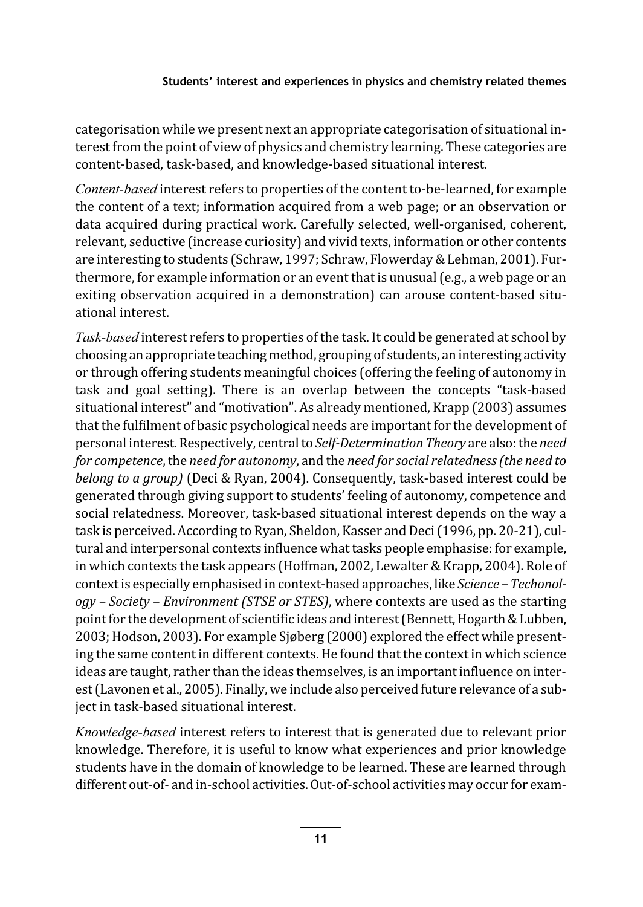categorisation while we present next an appropriate categorisation of situational interest from the point of view of physics and chemistry learning. These categories are content-based, task-based, and knowledge-based situational interest.

*Content-based* interest refers to properties of the content to-be-learned, for example the content of a text; information acquired from a web page; or an observation or data acquired during practical work. Carefully selected, well-organised, coherent, relevant, seductive (increase curiosity) and vivid texts, information or other contents are interesting to students (Schraw, 1997; Schraw, Flowerday & Lehman, 2001). Furthermore, for example information or an event that is unusual (e.g., a web page or an exiting observation acquired in a demonstration) can arouse content-based situational interest.

*Task-based* interest refers to properties of the task. It could be generated at school by choosing an appropriate teaching method, grouping of students, an interesting activity or through offering students meaningful choices (offering the feeling of autonomy in task and goal setting). There is an overlap between the concepts "task-based situational interest" and "motivation". As already mentioned, Krapp (2003) assumes that the fulfilment of basic psychological needs are important for the development of personal interest. Respectively, central to *Self-Determination Theory* are also: the *need for competence*, the *need for autonomy*, and the *need for social relatedness (the need to belong to a group)* (Deci & Ryan, 2004). Consequently, task-based interest could be generated through giving support to students' feeling of autonomy, competence and social relatedness. Moreover, task-based situational interest depends on the way a task is perceived. According to Ryan, Sheldon, Kasser and Deci (1996, pp. 20-21), cultural and interpersonal contexts influence what tasks people emphasise: for example, in which contexts the task appears (Hoffman, 2002, Lewalter & Krapp, 2004). Role of context is especially emphasised in context-based approaches, like *Science – Techonology – Society – Environment (STSE or STES)*, where contexts are used as the starting point for the development of scientific ideas and interest (Bennett, Hogarth & Lubben, 2003; Hodson, 2003). For example Sjøberg (2000) explored the effect while presenting the same content in different contexts. He found that the context in which science ideas are taught, rather than the ideas themselves, is an important influence on interest (Lavonen et al., 2005). Finally, we include also perceived future relevance of a subject in task-based situational interest.

*Knowledge-based* interest refers to interest that is generated due to relevant prior knowledge. Therefore, it is useful to know what experiences and prior knowledge students have in the domain of knowledge to be learned. These are learned through different out-of- and in-school activities. Out-of-school activities may occur for exam-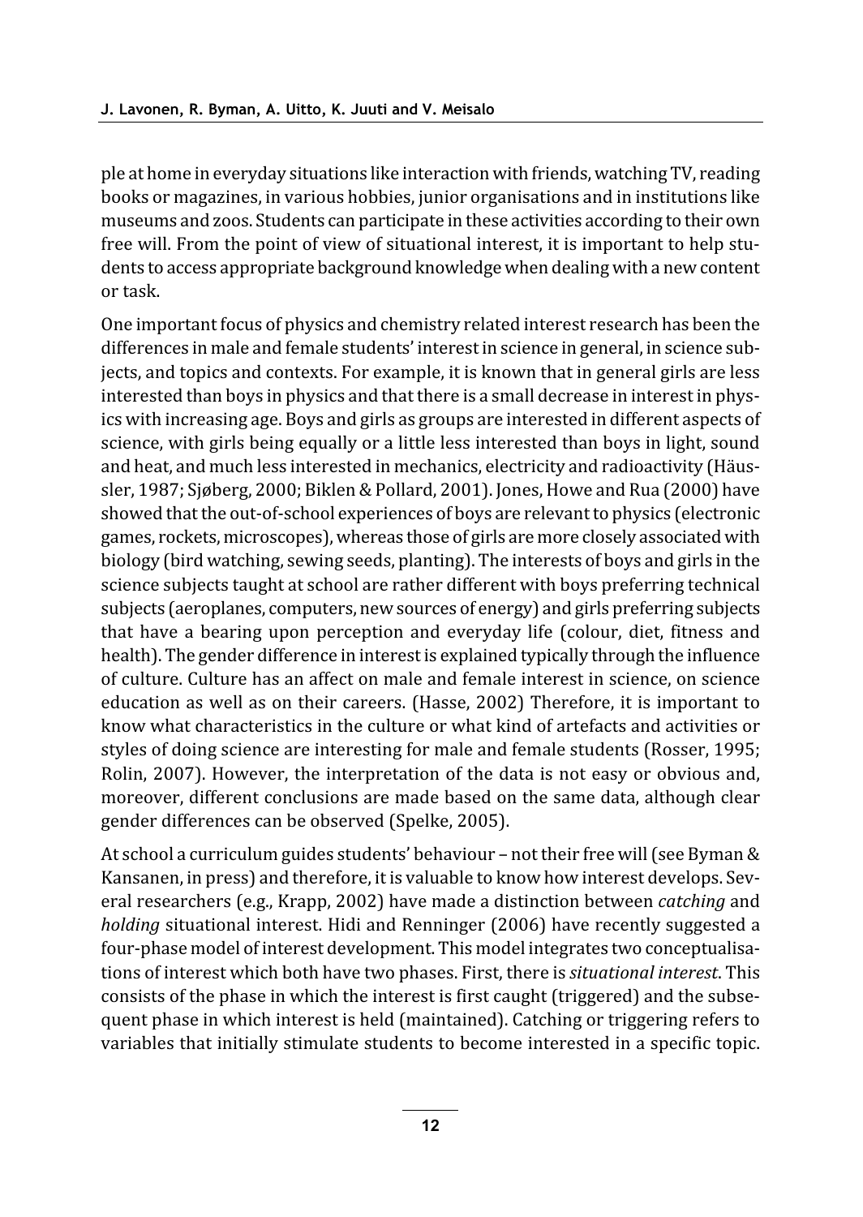ple at home in everyday situations like interaction with friends, watching TV, reading books or magazines, in various hobbies, junior organisations and in institutions like museums and zoos. Students can participate in these activities according to their own free will. From the point of view of situational interest, it is important to help students to access appropriate background knowledge when dealing with a new content or task.

One important focus of physics and chemistry related interest research has been the differences in male and female students' interest in science in general, in science subjects, and topics and contexts. For example, it is known that in general girls are less interested than boys in physics and that there is a small decrease in interest in physics with increasing age. Boys and girls as groups are interested in different aspects of science, with girls being equally or a little less interested than boys in light, sound and heat, and much less interested in mechanics, electricity and radioactivity (Häussler, 1987; Sjøberg, 2000; Biklen & Pollard, 2001). Jones, Howe and Rua (2000) have showed that the out-of-school experiences of boys are relevant to physics (electronic games, rockets, microscopes), whereas those of girls are more closely associated with biology (bird watching, sewing seeds, planting). The interests of boys and girls in the science subjects taught at school are rather different with boys preferring technical subjects (aeroplanes, computers, new sources of energy) and girls preferring subjects that have a bearing upon perception and everyday life (colour, diet, fitness and health). The gender difference in interest is explained typically through the influence of culture. Culture has an affect on male and female interest in science, on science education as well as on their careers. (Hasse, 2002) Therefore, it is important to know what characteristics in the culture or what kind of artefacts and activities or styles of doing science are interesting for male and female students (Rosser, 1995; Rolin, 2007). However, the interpretation of the data is not easy or obvious and, moreover, different conclusions are made based on the same data, although clear gender differences can be observed (Spelke, 2005).

At school a curriculum guides students' behaviour – not their free will (see Byman & Kansanen, in press) and therefore, it is valuable to know how interest develops. Several researchers (e.g., Krapp, 2002) have made a distinction between *catching* and *holding* situational interest. Hidi and Renninger (2006) have recently suggested a four-phase model of interest development. This model integrates two conceptualisations of interest which both have two phases. First, there is *situational interest*. This consists of the phase in which the interest is first caught (triggered) and the subsequent phase in which interest is held (maintained). Catching or triggering refers to variables that initially stimulate students to become interested in a specific topic.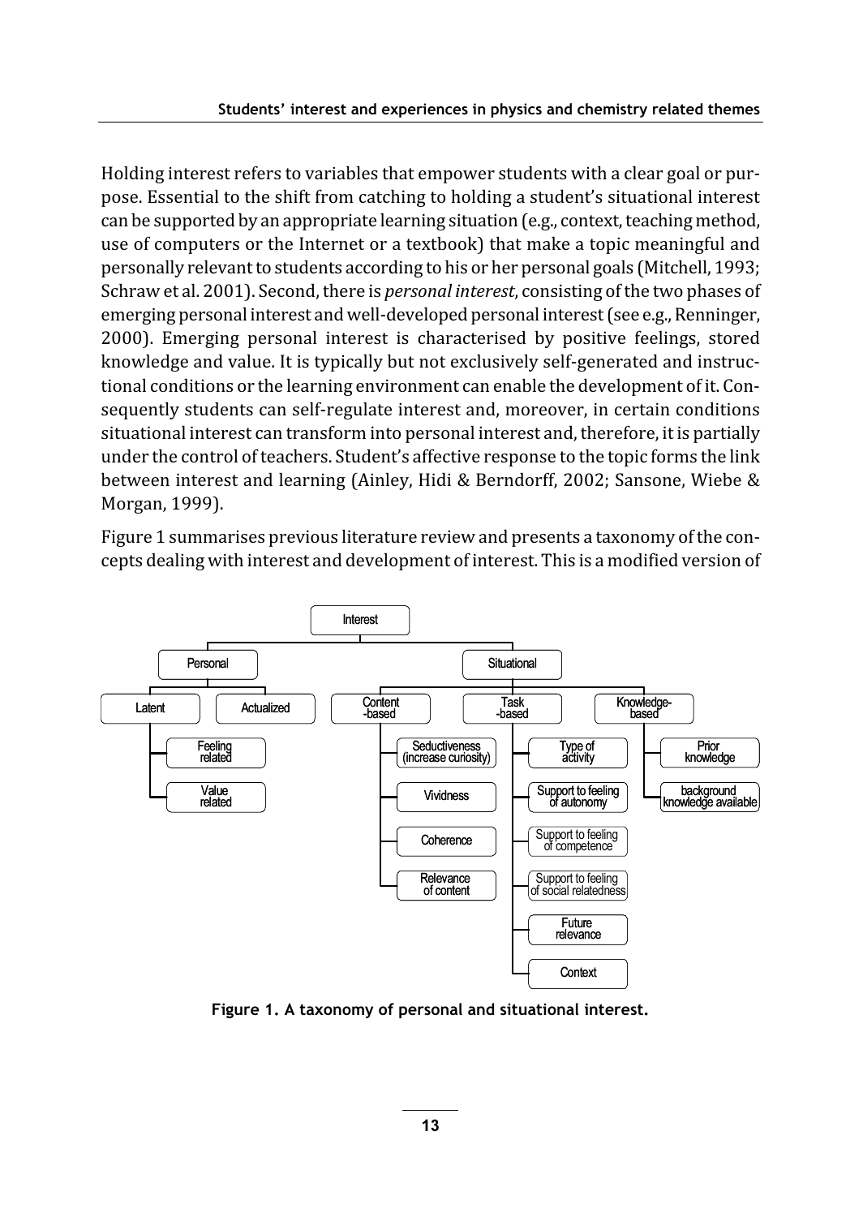Holding interest refers to variables that empower students with a clear goal or purpose. Essential to the shift from catching to holding a student's situational interest can be supported by an appropriate learning situation (e.g., context, teaching method, use of computers or the Internet or a textbook) that make a topic meaningful and personally relevant to students according to his or her personal goals (Mitchell, 1993; Schraw et al. 2001). Second, there is *personal interest*, consisting of the two phases of emerging personal interest and well-developed personal interest (see e.g., Renninger, 2000). Emerging personal interest is characterised by positive feelings, stored knowledge and value. It is typically but not exclusively self-generated and instructional conditions or the learning environment can enable the development of it. Consequently students can self-regulate interest and, moreover, in certain conditions situational interest can transform into personal interest and, therefore, it is partially under the control of teachers. Student's affective response to the topic forms the link between interest and learning (Ainley, Hidi & Berndorff, 2002; Sansone, Wiebe & Morgan, 1999).

Figure 1 summarises previous literature review and presents a taxonomy of the concepts dealing with interest and development of interest. This is a modified version of

- Interest
  - Personal
    - Latent
      - Feeling related
      - Value related
    - Actualized
  - Situational
    - Content-based
      - Seductiveness (increase curiosity)
      - Vividness
      - Coherence
      - Relevance of content
    - Task-based
      - Type of activity
      - Support to feeling of autonomy
      - Support to feeling of competence
      - Support to feeling of social relatedness
      - Future relevance
      - Context
    - Knowledge-based
      - Prior knowledge
      - background knowledge available

**Figure 1. A taxonomy of personal and situational interest.**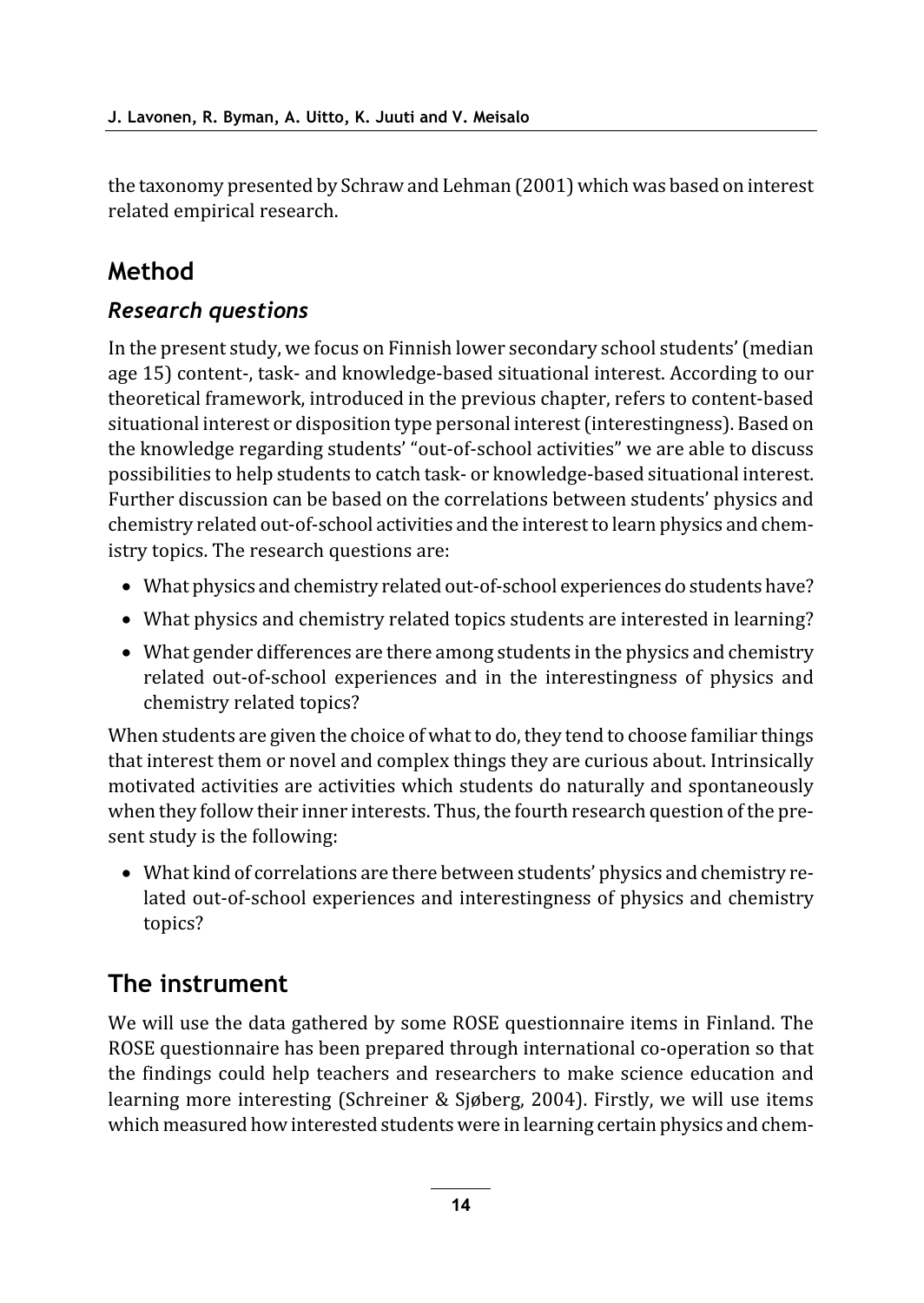the taxonomy presented by Schraw and Lehman (2001) which was based on interest related empirical research.

## Method

### *Research questions*

In the present study, we focus on Finnish lower secondary school students' (median age 15) content-, task- and knowledge-based situational interest. According to our theoretical framework, introduced in the previous chapter, refers to content-based situational interest or disposition type personal interest (interestingness). Based on the knowledge regarding students' "out-of-school activities" we are able to discuss possibilities to help students to catch task- or knowledge-based situational interest. Further discussion can be based on the correlations between students' physics and chemistry related out-of-school activities and the interest to learn physics and chemistry topics. The research questions are:

- What physics and chemistry related out-of-school experiences do students have?
- What physics and chemistry related topics students are interested in learning?
- What gender differences are there among students in the physics and chemistry related out-of-school experiences and in the interestingness of physics and chemistry related topics?

When students are given the choice of what to do, they tend to choose familiar things that interest them or novel and complex things they are curious about. Intrinsically motivated activities are activities which students do naturally and spontaneously when they follow their inner interests. Thus, the fourth research question of the present study is the following:

- What kind of correlations are there between students' physics and chemistry related out-of-school experiences and interestingness of physics and chemistry topics?

## The instrument

We will use the data gathered by some ROSE questionnaire items in Finland. The ROSE questionnaire has been prepared through international co-operation so that the findings could help teachers and researchers to make science education and learning more interesting (Schreiner & Sjøberg, 2004). Firstly, we will use items which measured how interested students were in learning certain physics and chem-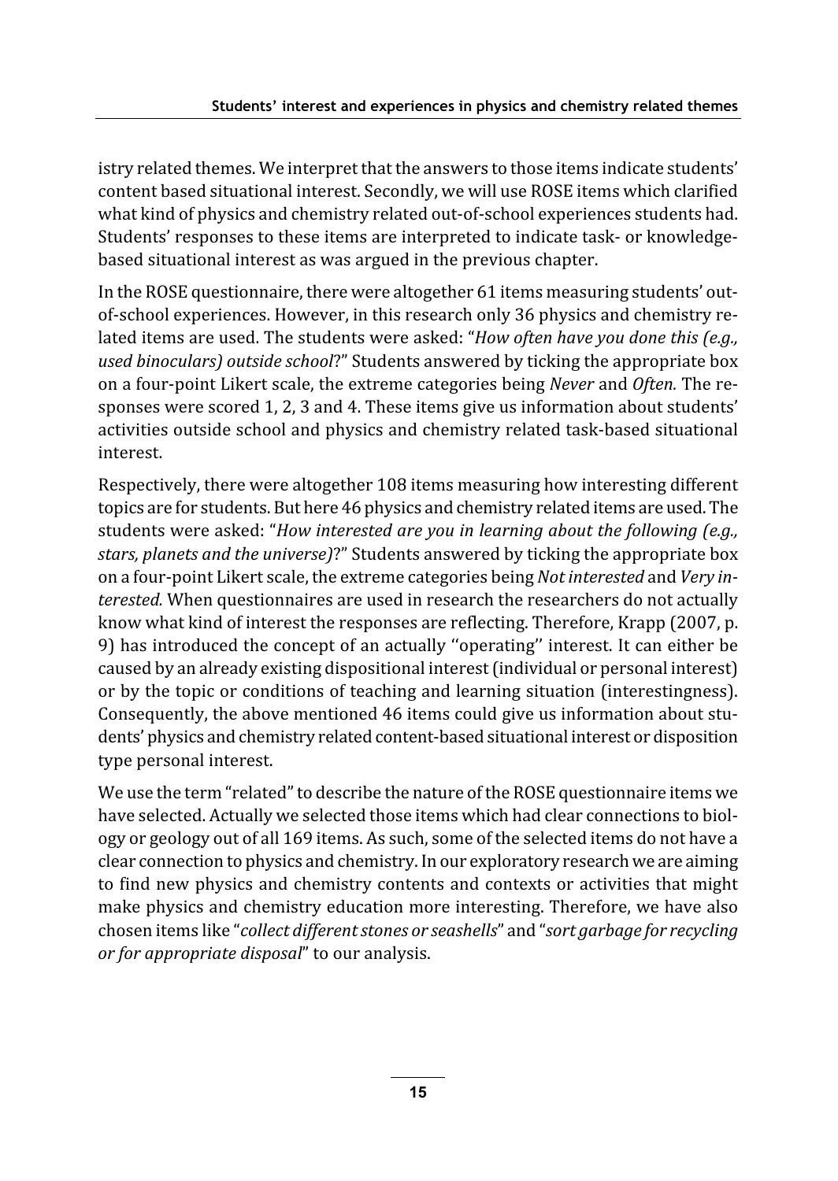istry related themes. We interpret that the answers to those items indicate students' content based situational interest. Secondly, we will use ROSE items which clarified what kind of physics and chemistry related out-of-school experiences students had. Students' responses to these items are interpreted to indicate task- or knowledge-based situational interest as was argued in the previous chapter.

In the ROSE questionnaire, there were altogether 61 items measuring students' out-of-school experiences. However, in this research only 36 physics and chemistry related items are used. The students were asked: "*How often have you done this (e.g., used binoculars) outside school*?" Students answered by ticking the appropriate box on a four-point Likert scale, the extreme categories being *Never* and *Often.* The responses were scored 1, 2, 3 and 4. These items give us information about students' activities outside school and physics and chemistry related task-based situational interest.

Respectively, there were altogether 108 items measuring how interesting different topics are for students. But here 46 physics and chemistry related items are used. The students were asked: "*How interested are you in learning about the following (e.g., stars, planets and the universe)*?" Students answered by ticking the appropriate box on a four-point Likert scale, the extreme categories being *Not interested* and *Very interested.* When questionnaires are used in research the researchers do not actually know what kind of interest the responses are reflecting. Therefore, Krapp (2007, p. 9) has introduced the concept of an actually ''operating'' interest. It can either be caused by an already existing dispositional interest (individual or personal interest) or by the topic or conditions of teaching and learning situation (interestingness). Consequently, the above mentioned 46 items could give us information about students' physics and chemistry related content-based situational interest or disposition type personal interest.

We use the term "related" to describe the nature of the ROSE questionnaire items we have selected. Actually we selected those items which had clear connections to biology or geology out of all 169 items. As such, some of the selected items do not have a clear connection to physics and chemistry. In our exploratory research we are aiming to find new physics and chemistry contents and contexts or activities that might make physics and chemistry education more interesting. Therefore, we have also chosen items like "*collect different stones or seashells*" and "*sort garbage for recycling or for appropriate disposal*" to our analysis.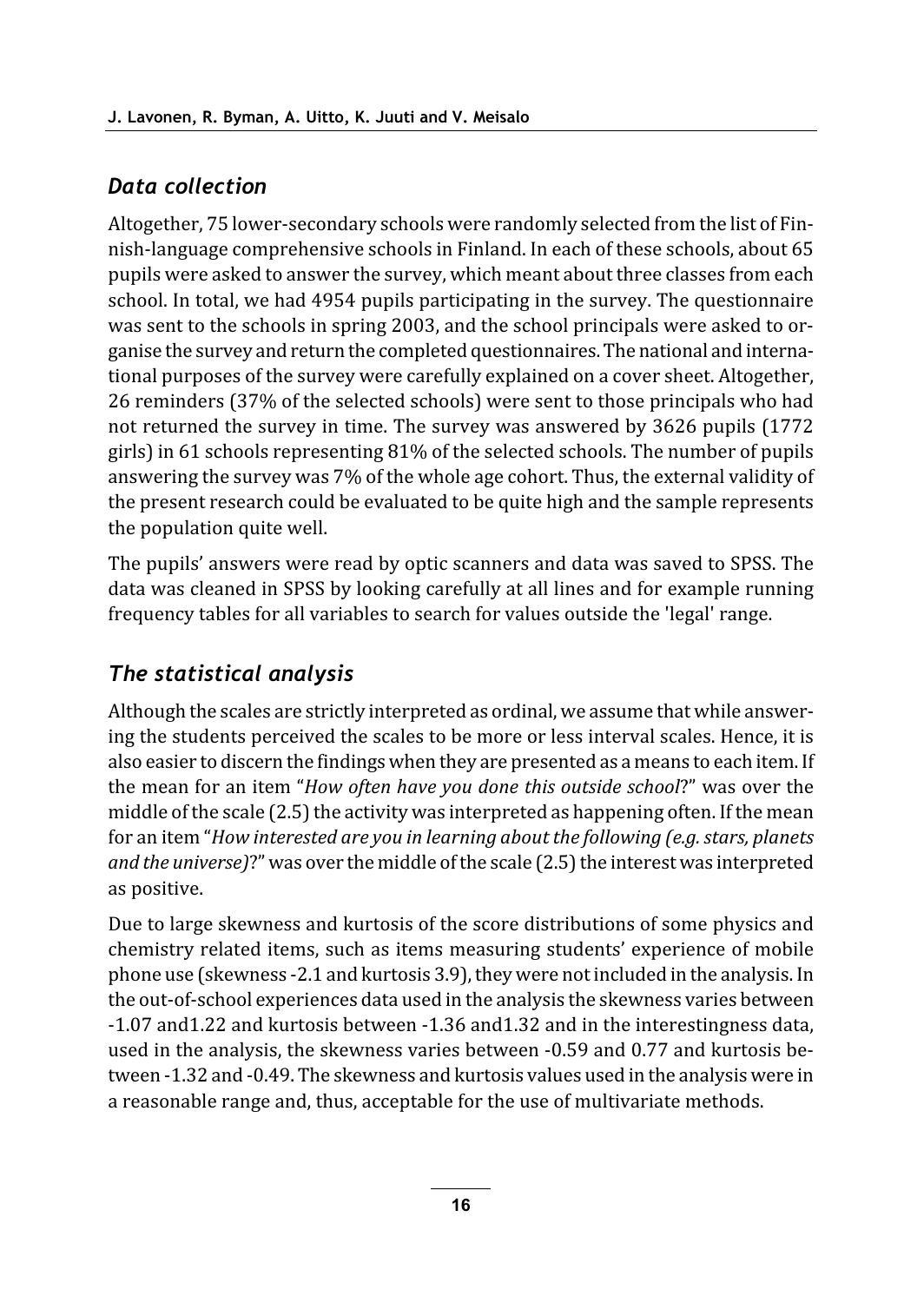## *Data collection*

Altogether, 75 lower-secondary schools were randomly selected from the list of Finnish-language comprehensive schools in Finland. In each of these schools, about 65 pupils were asked to answer the survey, which meant about three classes from each school. In total, we had 4954 pupils participating in the survey. The questionnaire was sent to the schools in spring 2003, and the school principals were asked to organise the survey and return the completed questionnaires. The national and international purposes of the survey were carefully explained on a cover sheet. Altogether, 26 reminders (37% of the selected schools) were sent to those principals who had not returned the survey in time. The survey was answered by 3626 pupils (1772 girls) in 61 schools representing 81% of the selected schools. The number of pupils answering the survey was 7% of the whole age cohort. Thus, the external validity of the present research could be evaluated to be quite high and the sample represents the population quite well.

The pupils' answers were read by optic scanners and data was saved to SPSS. The data was cleaned in SPSS by looking carefully at all lines and for example running frequency tables for all variables to search for values outside the 'legal' range.

## *The statistical analysis*

Although the scales are strictly interpreted as ordinal, we assume that while answering the students perceived the scales to be more or less interval scales. Hence, it is also easier to discern the findings when they are presented as a means to each item. If the mean for an item "*How often have you done this outside school*?" was over the middle of the scale (2.5) the activity was interpreted as happening often. If the mean for an item "*How interested are you in learning about the following (e.g. stars, planets and the universe)*?" was over the middle of the scale (2.5) the interest was interpreted as positive.

Due to large skewness and kurtosis of the score distributions of some physics and chemistry related items, such as items measuring students' experience of mobile phone use (skewness -2.1 and kurtosis 3.9), they were not included in the analysis. In the out-of-school experiences data used in the analysis the skewness varies between -1.07 and1.22 and kurtosis between -1.36 and1.32 and in the interestingness data, used in the analysis, the skewness varies between -0.59 and 0.77 and kurtosis between -1.32 and -0.49. The skewness and kurtosis values used in the analysis were in a reasonable range and, thus, acceptable for the use of multivariate methods.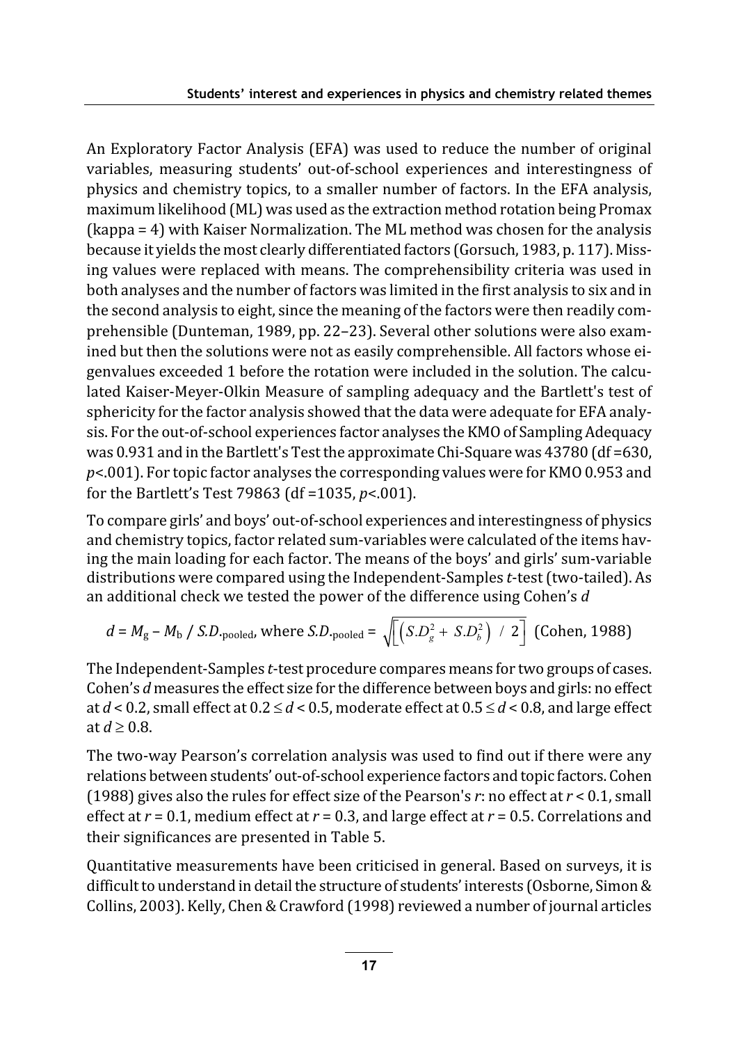An Exploratory Factor Analysis (EFA) was used to reduce the number of original variables, measuring students' out-of-school experiences and interestingness of physics and chemistry topics, to a smaller number of factors. In the EFA analysis, maximum likelihood (ML) was used as the extraction method rotation being Promax (kappa = 4) with Kaiser Normalization. The ML method was chosen for the analysis because it yields the most clearly differentiated factors (Gorsuch, 1983, p. 117). Missing values were replaced with means. The comprehensibility criteria was used in both analyses and the number of factors was limited in the first analysis to six and in the second analysis to eight, since the meaning of the factors were then readily comprehensible (Dunteman, 1989, pp. 22–23). Several other solutions were also examined but then the solutions were not as easily comprehensible. All factors whose eigenvalues exceeded 1 before the rotation were included in the solution. The calculated Kaiser-Meyer-Olkin Measure of sampling adequacy and the Bartlett's test of sphericity for the factor analysis showed that the data were adequate for EFA analysis. For the out-of-school experiences factor analyses the KMO of Sampling Adequacy was 0.931 and in the Bartlett's Test the approximate Chi-Square was 43780 (df =630, $p<.001$). For topic factor analyses the corresponding values were for KMO 0.953 and for the Bartlett's Test 79863 (df =1035, $p<.001$).

To compare girls' and boys' out-of-school experiences and interestingness of physics and chemistry topics, factor related sum-variables were calculated of the items having the main loading for each factor. The means of the boys' and girls' sum-variable distributions were compared using the Independent-Samples *t*-test (two-tailed). As an additional check we tested the power of the difference using Cohen's *d*

$$d = M_g - M_b \; / \; S.D._{pooled}, \text{ where } S.D._{pooled} = \sqrt{\left[\left(S.D_g^2 + S.D_b^2\right) \; / \; 2\right]} \text{ (Cohen, 1988)}$$

The Independent-Samples *t*-test procedure compares means for two groups of cases. Cohen's *d* measures the effect size for the difference between boys and girls: no effect at $d < 0.2$, small effect at $0.2 \le d < 0.5$, moderate effect at $0.5 \le d < 0.8$, and large effect at $d \ge 0.8$.

The two-way Pearson's correlation analysis was used to find out if there were any relations between students' out-of-school experience factors and topic factors. Cohen (1988) gives also the rules for effect size of the Pearson's $r$: no effect at $r < 0.1$, small effect at $r = 0.1$, medium effect at $r = 0.3$, and large effect at $r = 0.5$. Correlations and their significances are presented in Table 5.

Quantitative measurements have been criticised in general. Based on surveys, it is difficult to understand in detail the structure of students' interests (Osborne, Simon & Collins, 2003). Kelly, Chen & Crawford (1998) reviewed a number of journal articles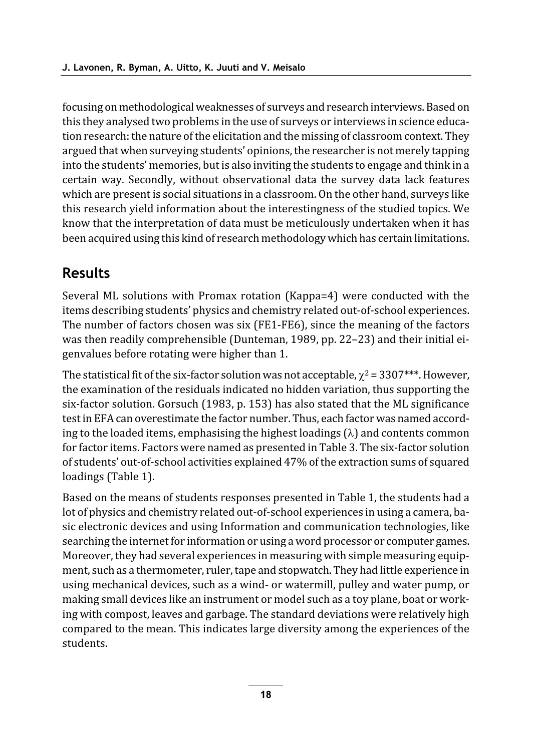focusing on methodological weaknesses of surveys and research interviews. Based on this they analysed two problems in the use of surveys or interviews in science education research: the nature of the elicitation and the missing of classroom context. They argued that when surveying students' opinions, the researcher is not merely tapping into the students' memories, but is also inviting the students to engage and think in a certain way. Secondly, without observational data the survey data lack features which are present is social situations in a classroom. On the other hand, surveys like this research yield information about the interestingness of the studied topics. We know that the interpretation of data must be meticulously undertaken when it has been acquired using this kind of research methodology which has certain limitations.

## Results

Several ML solutions with Promax rotation (Kappa=4) were conducted with the items describing students' physics and chemistry related out-of-school experiences. The number of factors chosen was six (FE1-FE6), since the meaning of the factors was then readily comprehensible (Dunteman, 1989, pp. 22–23) and their initial eigenvalues before rotating were higher than 1.

The statistical fit of the six-factor solution was not acceptable, $\chi^2 = 3307^{***}$. However, the examination of the residuals indicated no hidden variation, thus supporting the six-factor solution. Gorsuch (1983, p. 153) has also stated that the ML significance test in EFA can overestimate the factor number. Thus, each factor was named according to the loaded items, emphasising the highest loadings ($\lambda$) and contents common for factor items. Factors were named as presented in Table 3. The six-factor solution of students' out-of-school activities explained 47% of the extraction sums of squared loadings (Table 1).

Based on the means of students responses presented in Table 1, the students had a lot of physics and chemistry related out-of-school experiences in using a camera, basic electronic devices and using Information and communication technologies, like searching the internet for information or using a word processor or computer games. Moreover, they had several experiences in measuring with simple measuring equipment, such as a thermometer, ruler, tape and stopwatch. They had little experience in using mechanical devices, such as a wind- or watermill, pulley and water pump, or making small devices like an instrument or model such as a toy plane, boat or working with compost, leaves and garbage. The standard deviations were relatively high compared to the mean. This indicates large diversity among the experiences of the students.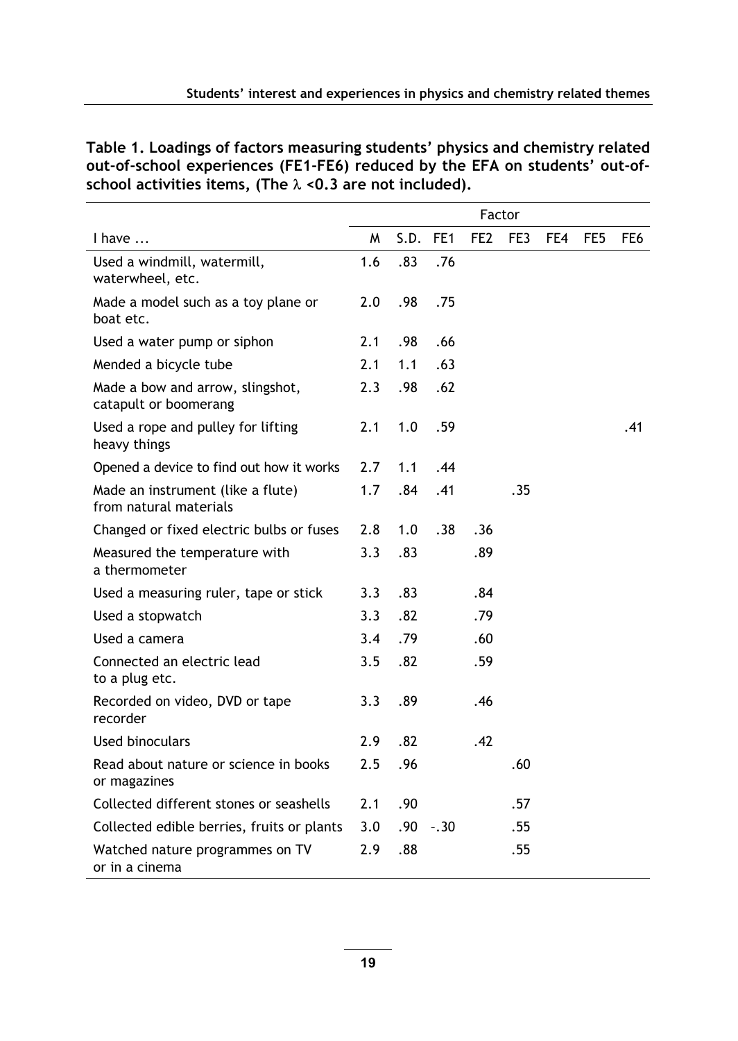**Table 1. Loadings of factors measuring students' physics and chemistry related out-of-school experiences (FE1-FE6) reduced by the EFA on students' out-of-school activities items, (The $\lambda$ <0.3 are not included).**

| | | | Factor | | | | | |
|---|---|---|---|---|---|---|---|---|
| I have ... | M | S.D. | FE1 | FE2 | FE3 | FE4 | FE5 | FE6 |
| Used a windmill, watermill, waterwheel, etc. | 1.6 | .83 | .76 | | | | | |
| Made a model such as a toy plane or boat etc. | 2.0 | .98 | .75 | | | | | |
| Used a water pump or siphon | 2.1 | .98 | .66 | | | | | |
| Mended a bicycle tube | 2.1 | 1.1 | .63 | | | | | |
| Made a bow and arrow, slingshot, catapult or boomerang | 2.3 | .98 | .62 | | | | | |
| Used a rope and pulley for lifting heavy things | 2.1 | 1.0 | .59 | | | | | .41 |
| Opened a device to find out how it works | 2.7 | 1.1 | .44 | | | | | |
| Made an instrument (like a flute) from natural materials | 1.7 | .84 | .41 | | .35 | | | |
| Changed or fixed electric bulbs or fuses | 2.8 | 1.0 | .38 | .36 | | | | |
| Measured the temperature with a thermometer | 3.3 | .83 | | .89 | | | | |
| Used a measuring ruler, tape or stick | 3.3 | .83 | | .84 | | | | |
| Used a stopwatch | 3.3 | .82 | | .79 | | | | |
| Used a camera | 3.4 | .79 | | .60 | | | | |
| Connected an electric lead to a plug etc. | 3.5 | .82 | | .59 | | | | |
| Recorded on video, DVD or tape recorder | 3.3 | .89 | | .46 | | | | |
| Used binoculars | 2.9 | .82 | | .42 | | | | |
| Read about nature or science in books or magazines | 2.5 | .96 | | | .60 | | | |
| Collected different stones or seashells | 2.1 | .90 | | | .57 | | | |
| Collected edible berries, fruits or plants | 3.0 | .90 | -.30 | | .55 | | | |
| Watched nature programmes on TV or in a cinema | 2.9 | .88 | | | .55 | | | |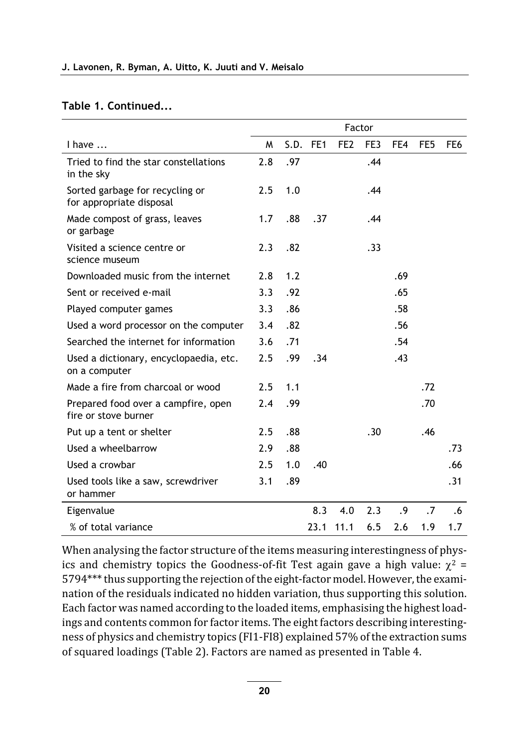**Table 1. Continued...**

| | | | Factor | | | | | |
|---|---|---|---|---|---|---|---|---|
| I have ... | M | S.D. | FE1 | FE2 | FE3 | FE4 | FE5 | FE6 |
| Tried to find the star constellations in the sky | 2.8 | .97 | | | .44 | | | |
| Sorted garbage for recycling or for appropriate disposal | 2.5 | 1.0 | | | .44 | | | |
| Made compost of grass, leaves or garbage | 1.7 | .88 | .37 | | .44 | | | |
| Visited a science centre or science museum | 2.3 | .82 | | | .33 | | | |
| Downloaded music from the internet | 2.8 | 1.2 | | | | .69 | | |
| Sent or received e-mail | 3.3 | .92 | | | | .65 | | |
| Played computer games | 3.3 | .86 | | | | .58 | | |
| Used a word processor on the computer | 3.4 | .82 | | | | .56 | | |
| Searched the internet for information | 3.6 | .71 | | | | .54 | | |
| Used a dictionary, encyclopaedia, etc. on a computer | 2.5 | .99 | .34 | | | .43 | | |
| Made a fire from charcoal or wood | 2.5 | 1.1 | | | | | .72 | |
| Prepared food over a campfire, open fire or stove burner | 2.4 | .99 | | | | | .70 | |
| Put up a tent or shelter | 2.5 | .88 | | | .30 | | .46 | |
| Used a wheelbarrow | 2.9 | .88 | | | | | | .73 |
| Used a crowbar | 2.5 | 1.0 | .40 | | | | | .66 |
| Used tools like a saw, screwdriver or hammer | 3.1 | .89 | | | | | | .31 |
| Eigenvalue | | | 8.3 | 4.0 | 2.3 | .9 | .7 | .6 |
| % of total variance | | | 23.1 | 11.1 | 6.5 | 2.6 | 1.9 | 1.7 |

When analysing the factor structure of the items measuring interestingness of physics and chemistry topics the Goodness-of-fit Test again gave a high value: $\chi^2$ = 5794*** thus supporting the rejection of the eight-factor model. However, the examination of the residuals indicated no hidden variation, thus supporting this solution. Each factor was named according to the loaded items, emphasising the highest loadings and contents common for factor items. The eight factors describing interestingness of physics and chemistry topics (FI1-FI8) explained 57% of the extraction sums of squared loadings (Table 2). Factors are named as presented in Table 4.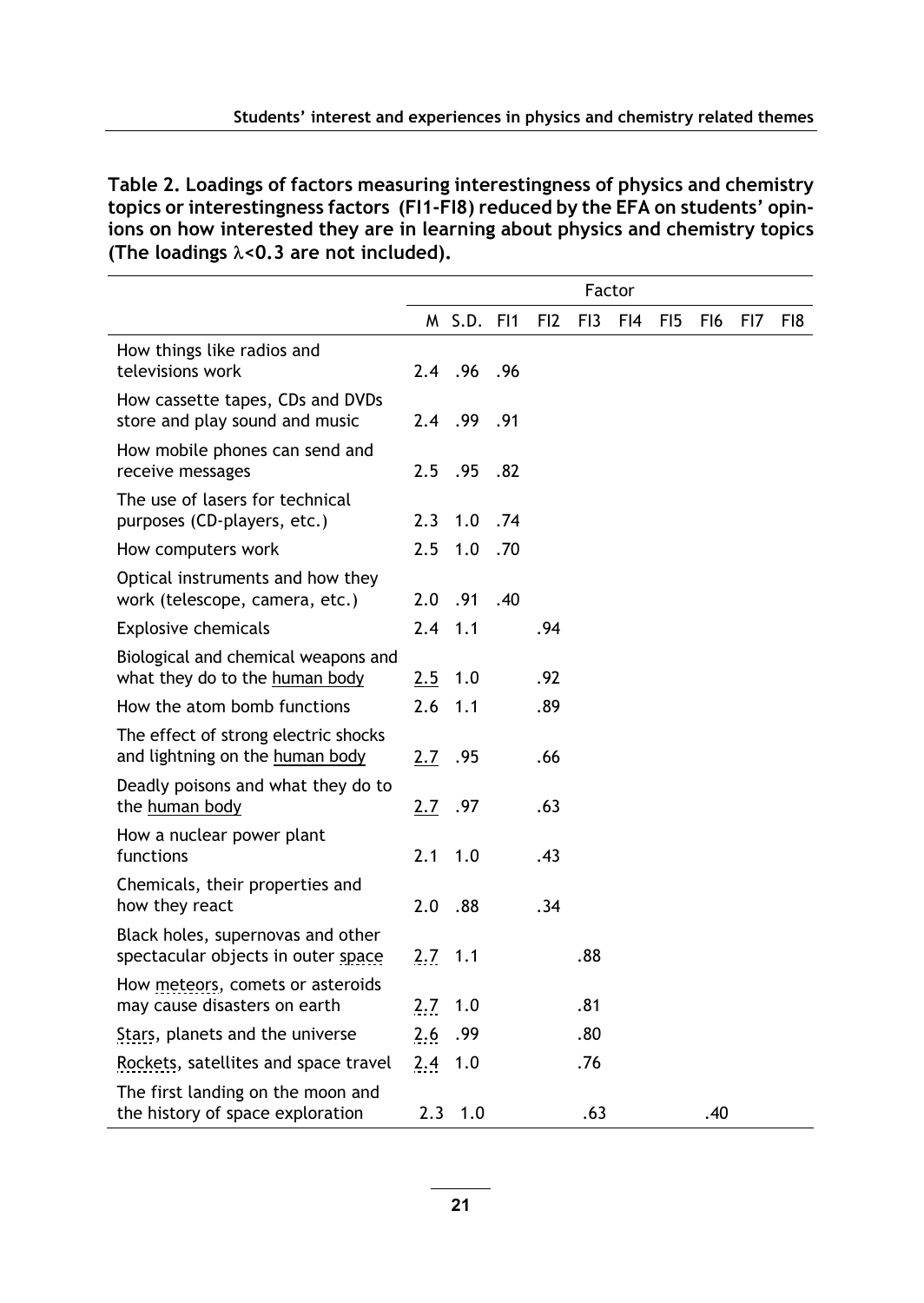**Table 2. Loadings of factors measuring interestingness of physics and chemistry topics or interestingness factors (FI1-FI8) reduced by the EFA on students' opinions on how interested they are in learning about physics and chemistry topics (The loadings $\lambda$<0.3 are not included).**

| | | | Factor | | | | | | | |
|---|---|---|---|---|---|---|---|---|---|---|
| | M | S.D. | FI1 | FI2 | FI3 | FI4 | FI5 | FI6 | FI7 | FI8 |
| How things like radios and televisions work | 2.4 | .96 | .96 | | | | | | | |
| How cassette tapes, CDs and DVDs store and play sound and music | 2.4 | .99 | .91 | | | | | | | |
| How mobile phones can send and receive messages | 2.5 | .95 | .82 | | | | | | | |
| The use of lasers for technical purposes (CD-players, etc.) | 2.3 | 1.0 | .74 | | | | | | | |
| How computers work | 2.5 | 1.0 | .70 | | | | | | | |
| Optical instruments and how they work (telescope, camera, etc.) | 2.0 | .91 | .40 | | | | | | | |
| Explosive chemicals | 2.4 | 1.1 | | .94 | | | | | | |
| Biological and chemical weapons and what they do to the human body | 2.5 | 1.0 | | .92 | | | | | | |
| How the atom bomb functions | 2.6 | 1.1 | | .89 | | | | | | |
| The effect of strong electric shocks and lightning on the human body | 2.7 | .95 | | .66 | | | | | | |
| Deadly poisons and what they do to the human body | 2.7 | .97 | | .63 | | | | | | |
| How a nuclear power plant functions | 2.1 | 1.0 | | .43 | | | | | | |
| Chemicals, their properties and how they react | 2.0 | .88 | | .34 | | | | | | |
| Black holes, supernovas and other spectacular objects in outer space | 2.7 | 1.1 | | | .88 | | | | | |
| How meteors, comets or asteroids may cause disasters on earth | 2.7 | 1.0 | | | .81 | | | | | |
| Stars, planets and the universe | 2.6 | .99 | | | .80 | | | | | |
| Rockets, satellites and space travel | 2.4 | 1.0 | | | .76 | | | | | |
| The first landing on the moon and the history of space exploration | 2.3 | 1.0 | | | .63 | | | .40 | | |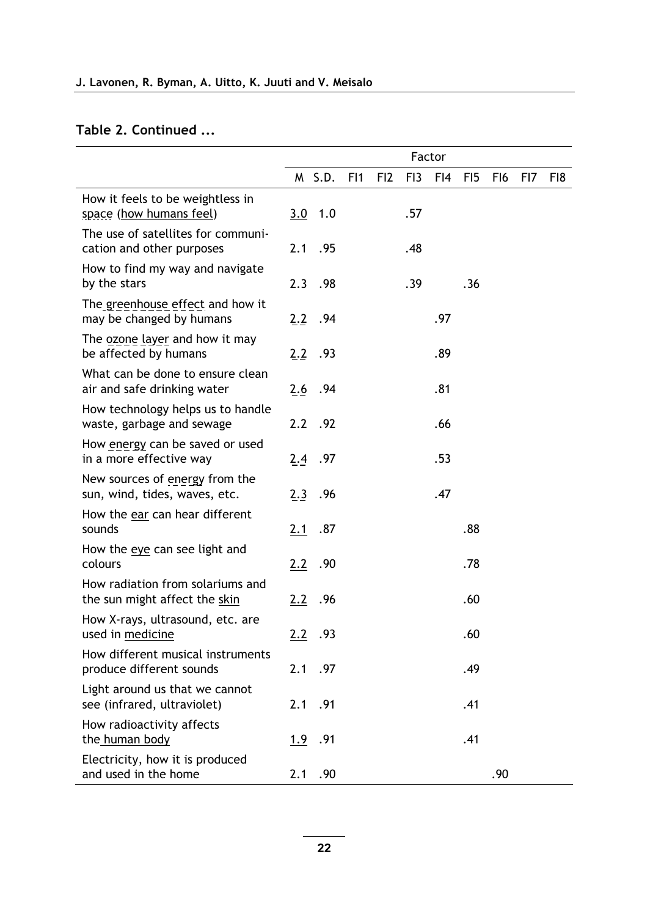**Table 2. Continued ...**

| | Factor | | | | | | | | | |
|---|---|---|---|---|---|---|---|---|---|---|
| | M | S.D. | FI1 | FI2 | FI3 | FI4 | FI5 | FI6 | FI7 | FI8 |
| How it feels to be weightless in space (how humans feel) | 3.0 | 1.0 | | | .57 | | | | | |
| The use of satellites for communication and other purposes | 2.1 | .95 | | | .48 | | | | | |
| How to find my way and navigate by the stars | 2.3 | .98 | | | .39 | | .36 | | | |
| The greenhouse effect and how it may be changed by humans | 2.2 | .94 | | | | .97 | | | | |
| The ozone layer and how it may be affected by humans | 2.2 | .93 | | | | .89 | | | | |
| What can be done to ensure clean air and safe drinking water | 2.6 | .94 | | | | .81 | | | | |
| How technology helps us to handle waste, garbage and sewage | 2.2 | .92 | | | | .66 | | | | |
| How energy can be saved or used in a more effective way | 2.4 | .97 | | | | .53 | | | | |
| New sources of energy from the sun, wind, tides, waves, etc. | 2.3 | .96 | | | | .47 | | | | |
| How the ear can hear different sounds | 2.1 | .87 | | | | | .88 | | | |
| How the eye can see light and colours | 2.2 | .90 | | | | | .78 | | | |
| How radiation from solariums and the sun might affect the skin | 2.2 | .96 | | | | | .60 | | | |
| How X-rays, ultrasound, etc. are used in medicine | 2.2 | .93 | | | | | .60 | | | |
| How different musical instruments produce different sounds | 2.1 | .97 | | | | | .49 | | | |
| Light around us that we cannot see (infrared, ultraviolet) | 2.1 | .91 | | | | | .41 | | | |
| How radioactivity affects the human body | 1.9 | .91 | | | | | .41 | | | |
| Electricity, how it is produced and used in the home | 2.1 | .90 | | | | | | .90 | | |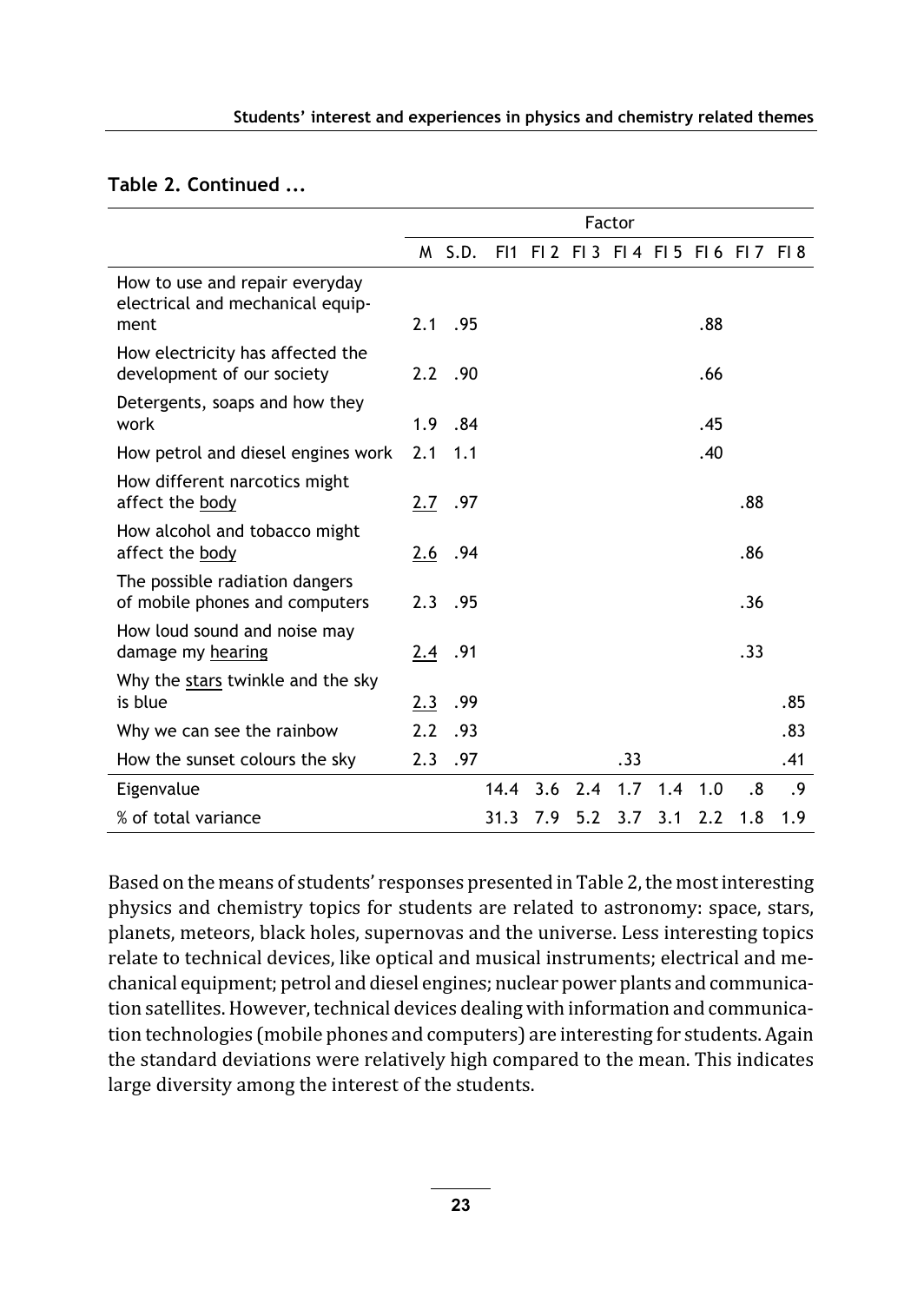**Table 2. Continued ...**

| | Factor | | | | | | | | | |
|---|---|---|---|---|---|---|---|---|---|---|
| | M | S.D. | FI1 | FI 2 | FI 3 | FI 4 | FI 5 | FI 6 | FI 7 | FI 8 |
| How to use and repair everyday electrical and mechanical equipment | 2.1 | .95 | | | | | | .88 | | |
| How electricity has affected the development of our society | 2.2 | .90 | | | | | | .66 | | |
| Detergents, soaps and how they work | 1.9 | .84 | | | | | | .45 | | |
| How petrol and diesel engines work | 2.1 | 1.1 | | | | | | .40 | | |
| How different narcotics might affect the body | 2.7 | .97 | | | | | | | .88 | |
| How alcohol and tobacco might affect the body | 2.6 | .94 | | | | | | | .86 | |
| The possible radiation dangers of mobile phones and computers | 2.3 | .95 | | | | | | | .36 | |
| How loud sound and noise may damage my hearing | 2.4 | .91 | | | | | | | .33 | |
| Why the stars twinkle and the sky is blue | 2.3 | .99 | | | | | | | | .85 |
| Why we can see the rainbow | 2.2 | .93 | | | | | | | | .83 |
| How the sunset colours the sky | 2.3 | .97 | | | | .33 | | | | .41 |
| Eigenvalue | | | 14.4 | 3.6 | 2.4 | 1.7 | 1.4 | 1.0 | .8 | .9 |
| % of total variance | | | 31.3 | 7.9 | 5.2 | 3.7 | 3.1 | 2.2 | 1.8 | 1.9 |

Based on the means of students' responses presented in Table 2, the most interesting physics and chemistry topics for students are related to astronomy: space, stars, planets, meteors, black holes, supernovas and the universe. Less interesting topics relate to technical devices, like optical and musical instruments; electrical and mechanical equipment; petrol and diesel engines; nuclear power plants and communication satellites. However, technical devices dealing with information and communication technologies (mobile phones and computers) are interesting for students. Again the standard deviations were relatively high compared to the mean. This indicates large diversity among the interest of the students.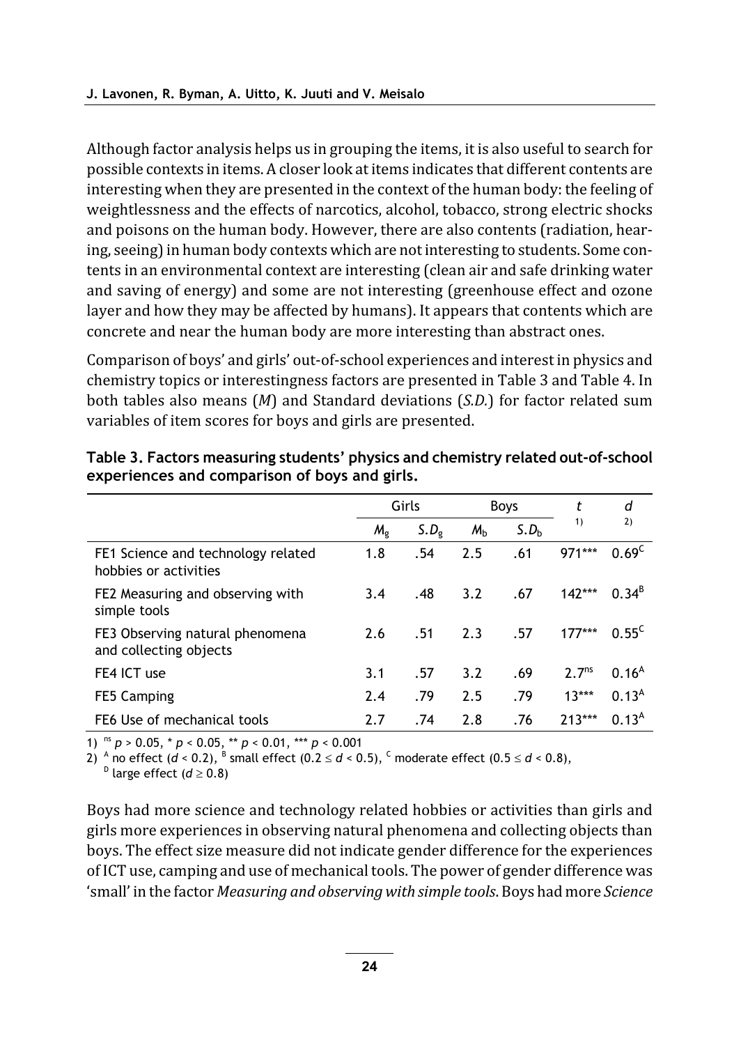Although factor analysis helps us in grouping the items, it is also useful to search for possible contexts in items. A closer look at items indicates that different contents are interesting when they are presented in the context of the human body: the feeling of weightlessness and the effects of narcotics, alcohol, tobacco, strong electric shocks and poisons on the human body. However, there are also contents (radiation, hearing, seeing) in human body contexts which are not interesting to students. Some contents in an environmental context are interesting (clean air and safe drinking water and saving of energy) and some are not interesting (greenhouse effect and ozone layer and how they may be affected by humans). It appears that contents which are concrete and near the human body are more interesting than abstract ones.

Comparison of boys' and girls' out-of-school experiences and interest in physics and chemistry topics or interestingness factors are presented in Table 3 and Table 4. In both tables also means (*M*) and Standard deviations (*S.D.*) for factor related sum variables of item scores for boys and girls are presented.

**Table 3. Factors measuring students' physics and chemistry related out-of-school experiences and comparison of boys and girls.**

| | Girls | | Boys | | $t$ | $d$ |
|---|---|---|---|---|---|---|
| | $M_g$ | $S.D_g$ | $M_b$ | $S.D_b$ | 1) | 2) |
| FE1 Science and technology related hobbies or activities | 1.8 | .54 | 2.5 | .61 | $971^{***}$ | $0.69^{C}$ |
| FE2 Measuring and observing with simple tools | 3.4 | .48 | 3.2 | .67 | $142^{***}$ | $0.34^{B}$ |
| FE3 Observing natural phenomena and collecting objects | 2.6 | .51 | 2.3 | .57 | $177^{***}$ | $0.55^{C}$ |
| FE4 ICT use | 3.1 | .57 | 3.2 | .69 | $2.7^{ns}$ | $0.16^{A}$ |
| FE5 Camping | 2.4 | .79 | 2.5 | .79 | $13^{***}$ | $0.13^{A}$ |
| FE6 Use of mechanical tools | 2.7 | .74 | 2.8 | .76 | $213^{***}$ | $0.13^{A}$ |

1) $^{ns}$ $p > 0.05$, * $p < 0.05$, ** $p < 0.01$, *** $p < 0.001$

2) $^{A}$ no effect ($d < 0.2$), $^{B}$ small effect ($0.2 \le d < 0.5$), $^{C}$ moderate effect ($0.5 \le d < 0.8$), $^{D}$ large effect ($d \ge 0.8$)

Boys had more science and technology related hobbies or activities than girls and girls more experiences in observing natural phenomena and collecting objects than boys. The effect size measure did not indicate gender difference for the experiences of ICT use, camping and use of mechanical tools. The power of gender difference was 'small' in the factor *Measuring and observing with simple tools*. Boys had more *Science*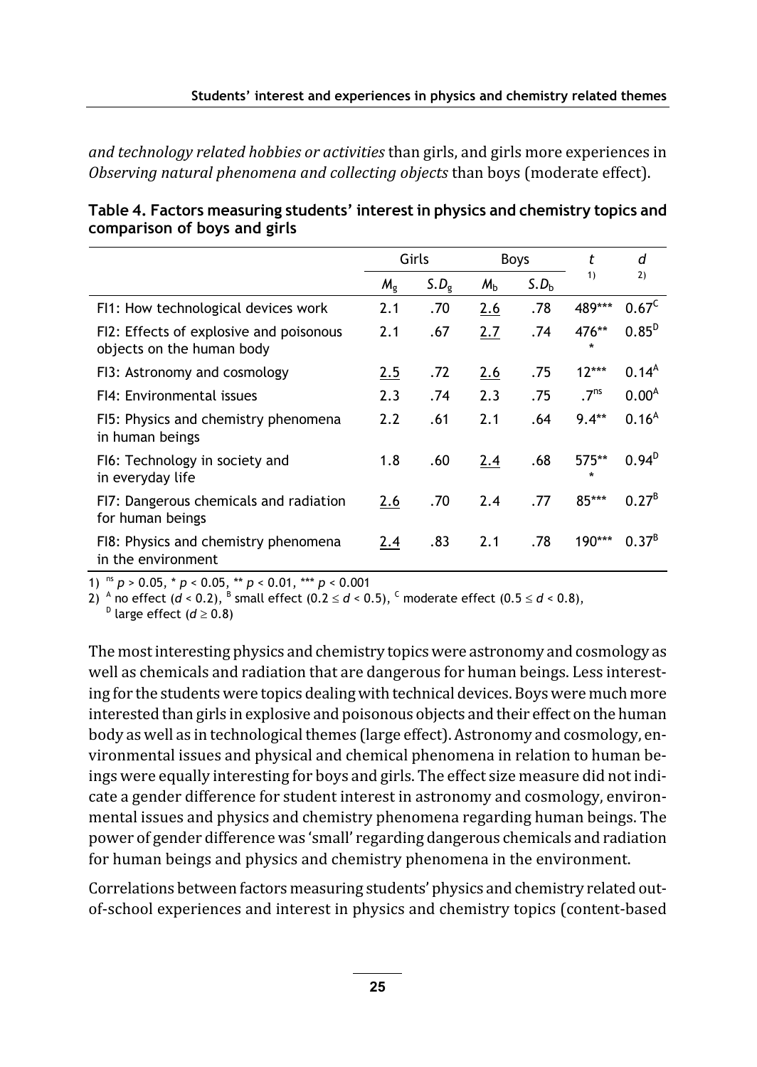*and technology related hobbies or activities* than girls, and girls more experiences in *Observing natural phenomena and collecting objects* than boys (moderate effect).

**Table 4. Factors measuring students' interest in physics and chemistry topics and comparison of boys and girls**

| | Girls | | Boys | | $t$ [1)] | $d$ [2)] |
|---|---|---|---|---|---|---|
| | $M_g$ | $S.D_g$ | $M_b$ | $S.D_b$ | | |
| FI1: How technological devices work | 2.1 | .70 | <u>2.6</u> | .78 | 489*** | $0.67^C$ |
| FI2: Effects of explosive and poisonous objects on the human body | 2.1 | .67 | <u>2.7</u> | .74 | 476*** | $0.85^D$ |
| FI3: Astronomy and cosmology | <u>2.5</u> | .72 | <u>2.6</u> | .75 | 12*** | $0.14^A$ |
| FI4: Environmental issues | 2.3 | .74 | 2.3 | .75 | $.7^{ns}$ | $0.00^A$ |
| FI5: Physics and chemistry phenomena in human beings | 2.2 | .61 | 2.1 | .64 | 9.4** | $0.16^A$ |
| FI6: Technology in society and in everyday life | 1.8 | .60 | <u>2.4</u> | .68 | 575*** | $0.94^D$ |
| FI7: Dangerous chemicals and radiation for human beings | <u>2.6</u> | .70 | 2.4 | .77 | 85*** | $0.27^B$ |
| FI8: Physics and chemistry phenomena in the environment | <u>2.4</u> | .83 | 2.1 | .78 | 190*** | $0.37^B$ |

1) $^{ns}$ $p > 0.05$, * $p < 0.05$, ** $p < 0.01$, *** $p < 0.001$

2) $^A$ no effect ($d < 0.2$), $^B$ small effect ($0.2 \le d < 0.5$), $^C$ moderate effect ($0.5 \le d < 0.8$), $^D$ large effect ($d \ge 0.8$)

The most interesting physics and chemistry topics were astronomy and cosmology as well as chemicals and radiation that are dangerous for human beings. Less interesting for the students were topics dealing with technical devices. Boys were much more interested than girls in explosive and poisonous objects and their effect on the human body as well as in technological themes (large effect). Astronomy and cosmology, environmental issues and physical and chemical phenomena in relation to human beings were equally interesting for boys and girls. The effect size measure did not indicate a gender difference for student interest in astronomy and cosmology, environmental issues and physics and chemistry phenomena regarding human beings. The power of gender difference was 'small' regarding dangerous chemicals and radiation for human beings and physics and chemistry phenomena in the environment.

Correlations between factors measuring students' physics and chemistry related out-of-school experiences and interest in physics and chemistry topics (content-based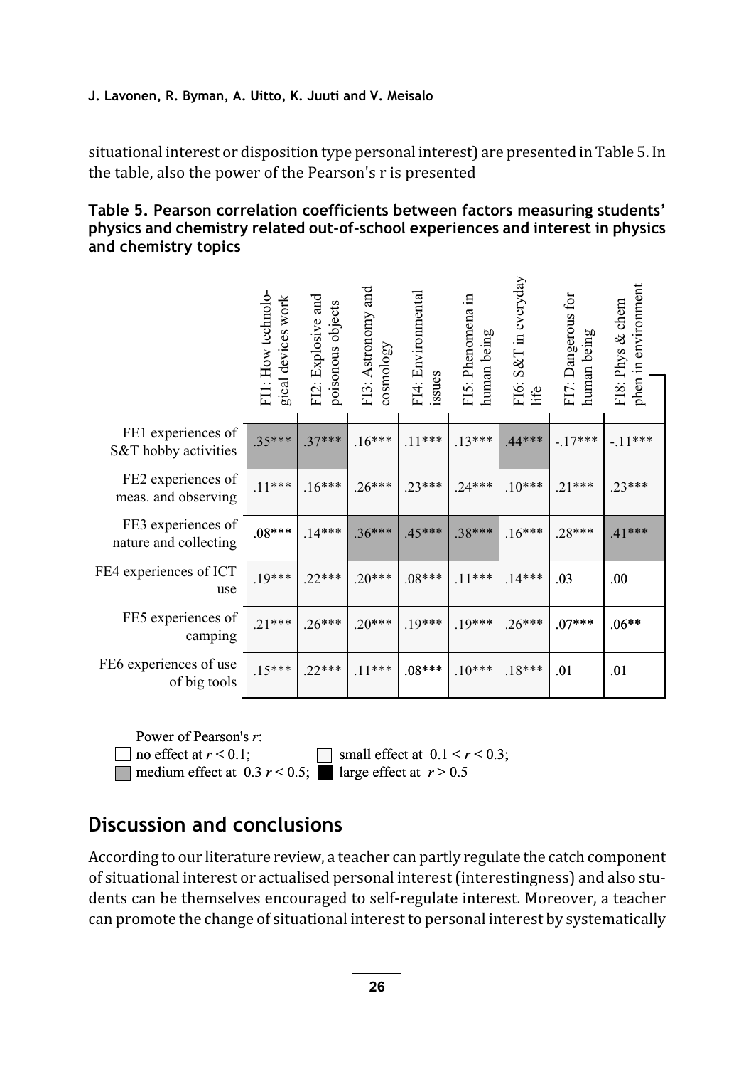situational interest or disposition type personal interest) are presented in Table 5. In the table, also the power of the Pearson's r is presented

**Table 5. Pearson correlation coefficients between factors measuring students' physics and chemistry related out-of-school experiences and interest in physics and chemistry topics**

| | FI1: How technological devices work | FI2: Explosive and poisonous objects | FI3: Astronomy and cosmology | FI4: Environmental issues | FI5: Phenomena in human being | FI6: S&T in everyday life | FI7: Dangerous for human being | FI8: Phys & chem phen in environment |
|---|---|---|---|---|---|---|---|---|
| FE1 experiences of S&T hobby activities | .35*** | .37*** | .16*** | .11*** | .13*** | .44*** | -.17*** | -.11*** |
| FE2 experiences of meas. and observing | .11*** | .16*** | .26*** | .23*** | .24*** | .10*** | .21*** | .23*** |
| FE3 experiences of nature and collecting | .08*** | .14*** | .36*** | .45*** | .38*** | .16*** | .28*** | .41*** |
| FE4 experiences of ICT use | .19*** | .22*** | .20*** | .08*** | .11*** | .14*** | .03 | .00 |
| FE5 experiences of camping | .21*** | .26*** | .20*** | .19*** | .19*** | .26*** | .07*** | .06** |
| FE6 experiences of use of big tools | .15*** | .22*** | .11*** | .08*** | .10*** | .18*** | .01 | .01 |

Power of Pearson's $r$:
no effect at $r < 0.1$; small effect at $0.1 < r < 0.3$;
medium effect at $0.3\ r < 0.5$; large effect at $r > 0.5$

## Discussion and conclusions

According to our literature review, a teacher can partly regulate the catch component of situational interest or actualised personal interest (interestingness) and also students can be themselves encouraged to self-regulate interest. Moreover, a teacher can promote the change of situational interest to personal interest by systematically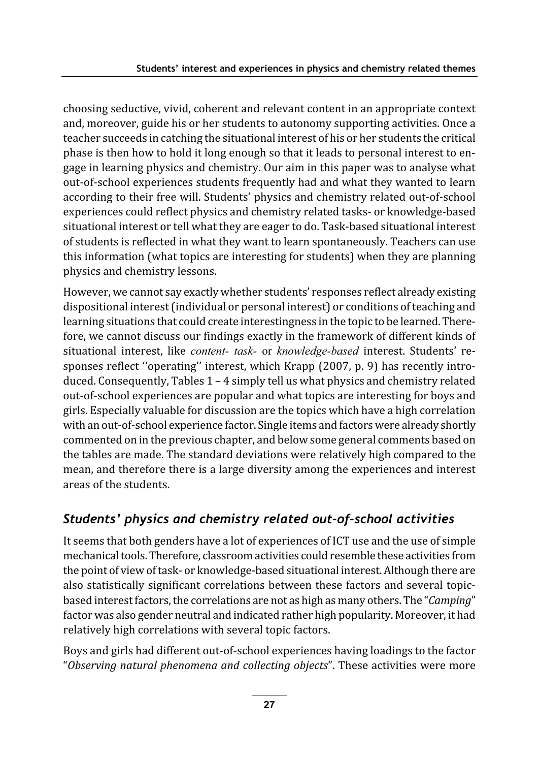choosing seductive, vivid, coherent and relevant content in an appropriate context and, moreover, guide his or her students to autonomy supporting activities. Once a teacher succeeds in catching the situational interest of his or her students the critical phase is then how to hold it long enough so that it leads to personal interest to engage in learning physics and chemistry. Our aim in this paper was to analyse what out-of-school experiences students frequently had and what they wanted to learn according to their free will. Students' physics and chemistry related out-of-school experiences could reflect physics and chemistry related tasks- or knowledge-based situational interest or tell what they are eager to do. Task-based situational interest of students is reflected in what they want to learn spontaneously. Teachers can use this information (what topics are interesting for students) when they are planning physics and chemistry lessons.

However, we cannot say exactly whether students' responses reflect already existing dispositional interest (individual or personal interest) or conditions of teaching and learning situations that could create interestingness in the topic to be learned. Therefore, we cannot discuss our findings exactly in the framework of different kinds of situational interest, like *content- task-* or *knowledge-based* interest. Students' responses reflect ''operating'' interest, which Krapp (2007, p. 9) has recently introduced. Consequently, Tables 1 – 4 simply tell us what physics and chemistry related out-of-school experiences are popular and what topics are interesting for boys and girls. Especially valuable for discussion are the topics which have a high correlation with an out-of-school experience factor. Single items and factors were already shortly commented on in the previous chapter, and below some general comments based on the tables are made. The standard deviations were relatively high compared to the mean, and therefore there is a large diversity among the experiences and interest areas of the students.

## *Students' physics and chemistry related out-of-school activities*

It seems that both genders have a lot of experiences of ICT use and the use of simple mechanical tools. Therefore, classroom activities could resemble these activities from the point of view of task- or knowledge-based situational interest. Although there are also statistically significant correlations between these factors and several topic-based interest factors, the correlations are not as high as many others. The "*Camping*" factor was also gender neutral and indicated rather high popularity. Moreover, it had relatively high correlations with several topic factors.

Boys and girls had different out-of-school experiences having loadings to the factor "*Observing natural phenomena and collecting objects*". These activities were more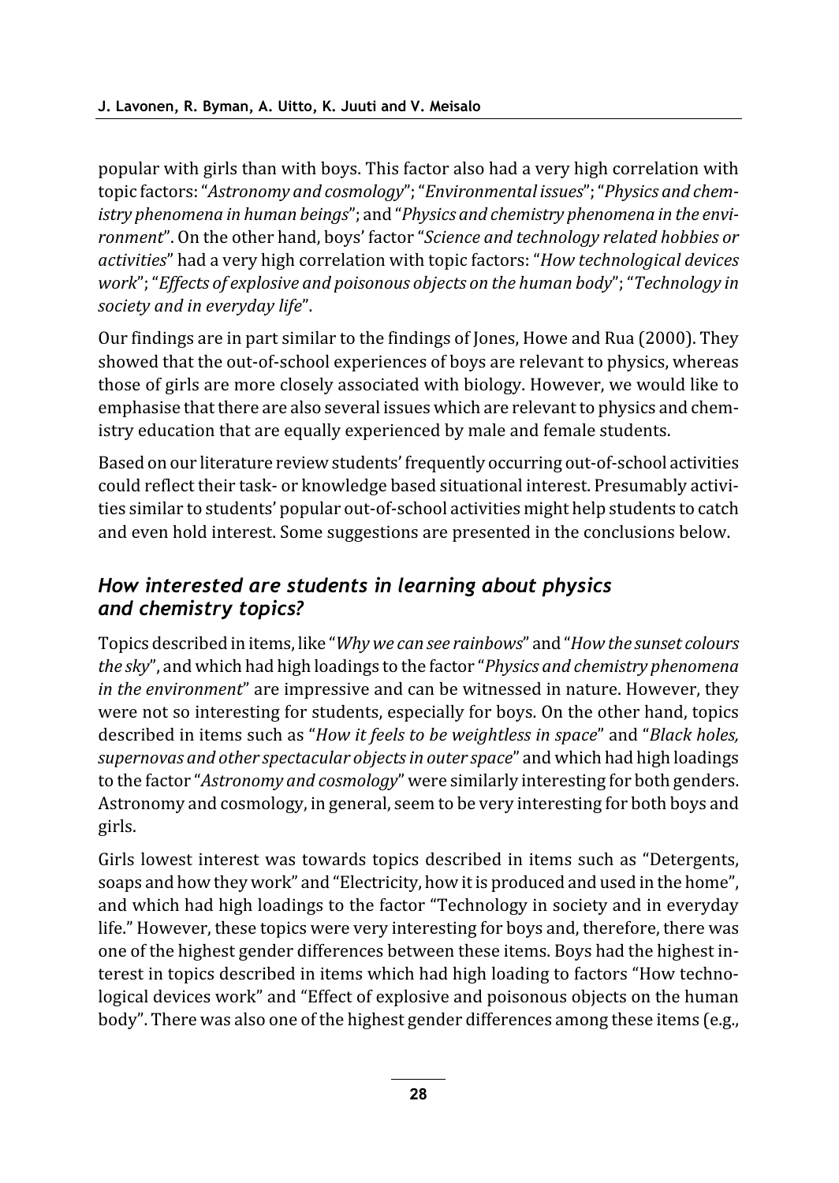popular with girls than with boys. This factor also had a very high correlation with topic factors: "*Astronomy and cosmology*"; "*Environmental issues*"; "*Physics and chemistry phenomena in human beings*"; and "*Physics and chemistry phenomena in the environment*". On the other hand, boys' factor "*Science and technology related hobbies or activities*" had a very high correlation with topic factors: "*How technological devices work*"; "*Effects of explosive and poisonous objects on the human body*"; "*Technology in society and in everyday life*".

Our findings are in part similar to the findings of Jones, Howe and Rua (2000). They showed that the out-of-school experiences of boys are relevant to physics, whereas those of girls are more closely associated with biology. However, we would like to emphasise that there are also several issues which are relevant to physics and chemistry education that are equally experienced by male and female students.

Based on our literature review students' frequently occurring out-of-school activities could reflect their task- or knowledge based situational interest. Presumably activities similar to students' popular out-of-school activities might help students to catch and even hold interest. Some suggestions are presented in the conclusions below.

### *How interested are students in learning about physics and chemistry topics?*

Topics described in items, like "*Why we can see rainbows*" and "*How the sunset colours the sky*", and which had high loadings to the factor "*Physics and chemistry phenomena in the environment*" are impressive and can be witnessed in nature. However, they were not so interesting for students, especially for boys. On the other hand, topics described in items such as "*How it feels to be weightless in space*" and "*Black holes, supernovas and other spectacular objects in outer space*" and which had high loadings to the factor "*Astronomy and cosmology*" were similarly interesting for both genders. Astronomy and cosmology, in general, seem to be very interesting for both boys and girls.

Girls lowest interest was towards topics described in items such as "Detergents, soaps and how they work" and "Electricity, how it is produced and used in the home", and which had high loadings to the factor "Technology in society and in everyday life." However, these topics were very interesting for boys and, therefore, there was one of the highest gender differences between these items. Boys had the highest interest in topics described in items which had high loading to factors "How technological devices work" and "Effect of explosive and poisonous objects on the human body". There was also one of the highest gender differences among these items (e.g.,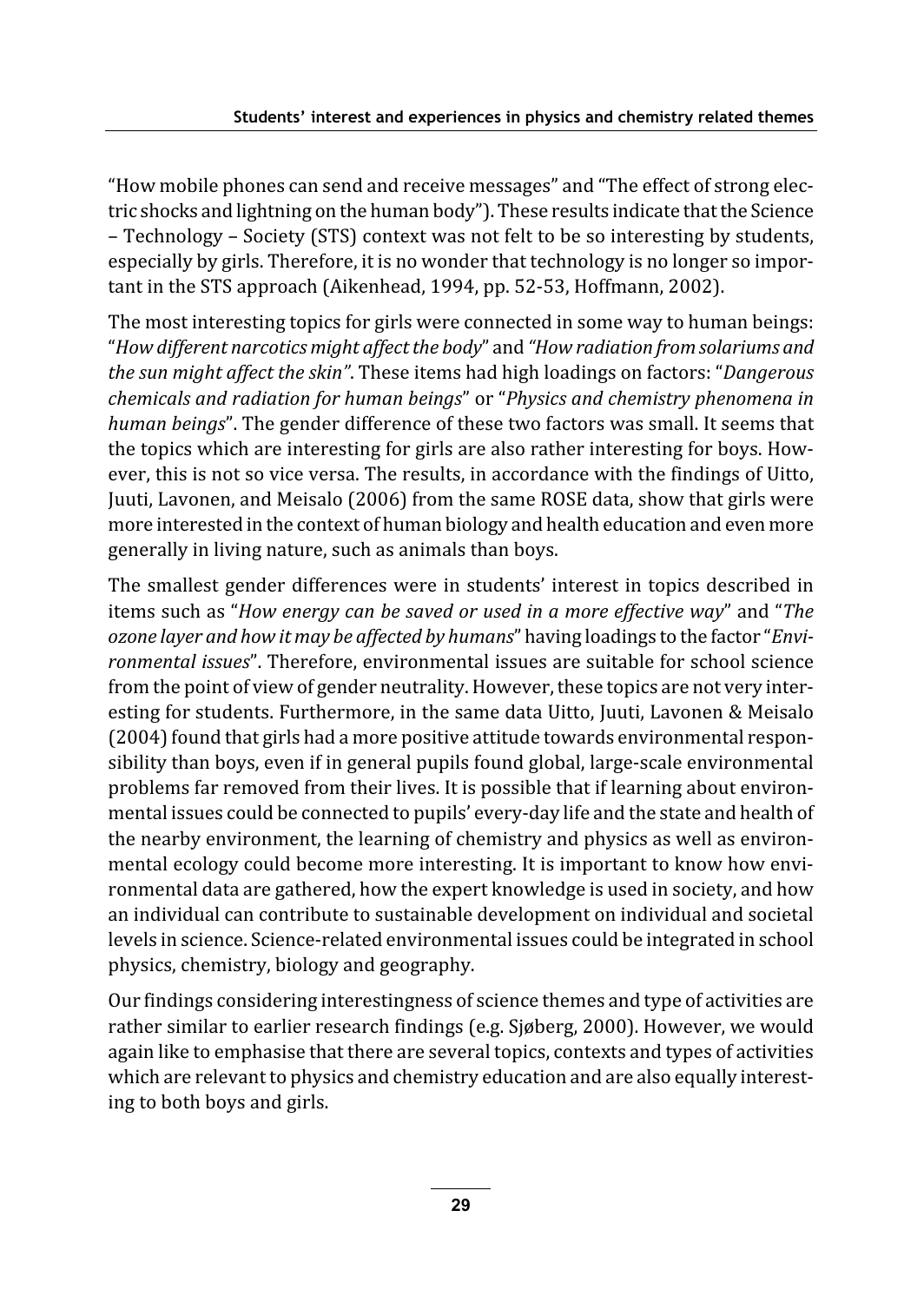"How mobile phones can send and receive messages" and "The effect of strong electric shocks and lightning on the human body"). These results indicate that the Science – Technology – Society (STS) context was not felt to be so interesting by students, especially by girls. Therefore, it is no wonder that technology is no longer so important in the STS approach (Aikenhead, 1994, pp. 52-53, Hoffmann, 2002).

The most interesting topics for girls were connected in some way to human beings: "*How different narcotics might affect the body*" and *"How radiation from solariums and the sun might affect the skin"*. These items had high loadings on factors: "*Dangerous chemicals and radiation for human beings*" or "*Physics and chemistry phenomena in human beings*". The gender difference of these two factors was small. It seems that the topics which are interesting for girls are also rather interesting for boys. However, this is not so vice versa. The results, in accordance with the findings of Uitto, Juuti, Lavonen, and Meisalo (2006) from the same ROSE data, show that girls were more interested in the context of human biology and health education and even more generally in living nature, such as animals than boys.

The smallest gender differences were in students' interest in topics described in items such as "*How energy can be saved or used in a more effective way*" and "*The ozone layer and how it may be affected by humans*" having loadings to the factor "*Environmental issues*". Therefore, environmental issues are suitable for school science from the point of view of gender neutrality. However, these topics are not very interesting for students. Furthermore, in the same data Uitto, Juuti, Lavonen & Meisalo (2004) found that girls had a more positive attitude towards environmental responsibility than boys, even if in general pupils found global, large-scale environmental problems far removed from their lives. It is possible that if learning about environmental issues could be connected to pupils' every-day life and the state and health of the nearby environment, the learning of chemistry and physics as well as environmental ecology could become more interesting. It is important to know how environmental data are gathered, how the expert knowledge is used in society, and how an individual can contribute to sustainable development on individual and societal levels in science. Science-related environmental issues could be integrated in school physics, chemistry, biology and geography.

Our findings considering interestingness of science themes and type of activities are rather similar to earlier research findings (e.g. Sjøberg, 2000). However, we would again like to emphasise that there are several topics, contexts and types of activities which are relevant to physics and chemistry education and are also equally interesting to both boys and girls.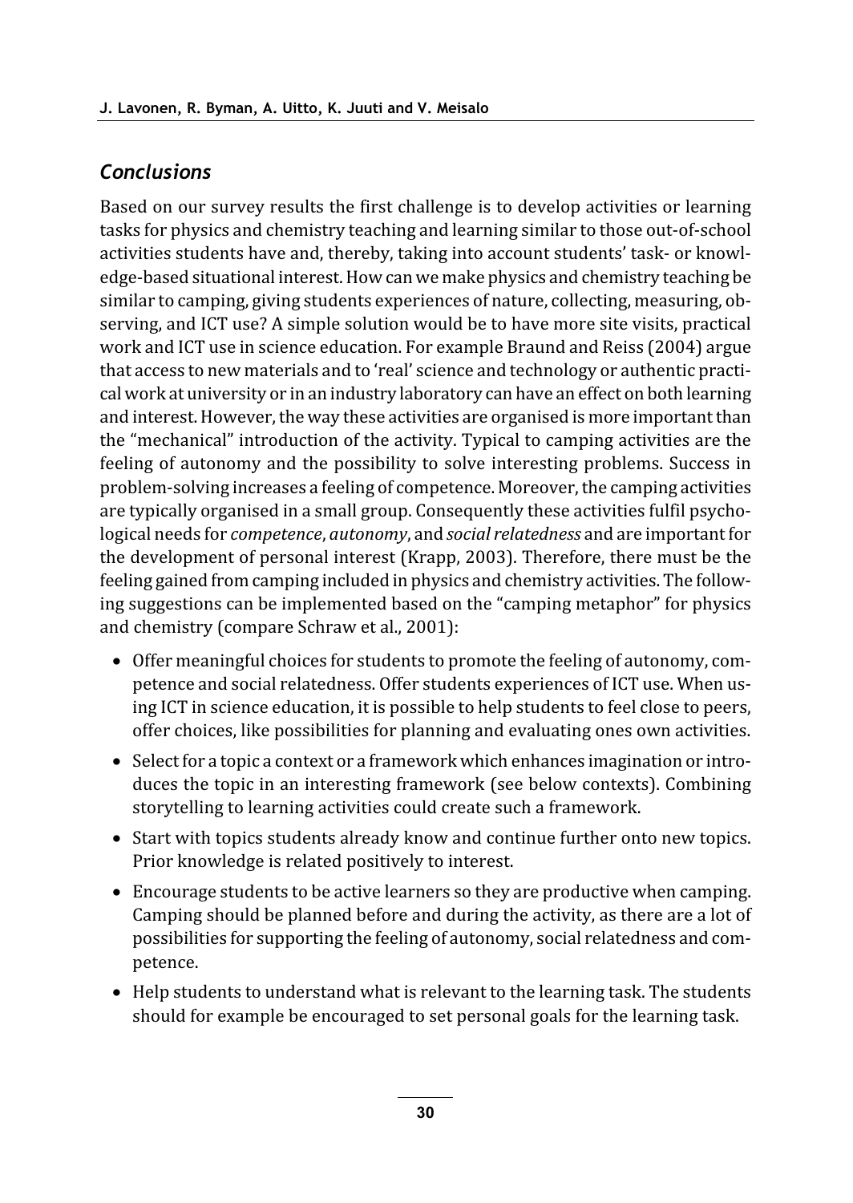## *Conclusions*

Based on our survey results the first challenge is to develop activities or learning tasks for physics and chemistry teaching and learning similar to those out-of-school activities students have and, thereby, taking into account students' task- or knowledge-based situational interest. How can we make physics and chemistry teaching be similar to camping, giving students experiences of nature, collecting, measuring, observing, and ICT use? A simple solution would be to have more site visits, practical work and ICT use in science education. For example Braund and Reiss (2004) argue that access to new materials and to 'real' science and technology or authentic practical work at university or in an industry laboratory can have an effect on both learning and interest. However, the way these activities are organised is more important than the "mechanical" introduction of the activity. Typical to camping activities are the feeling of autonomy and the possibility to solve interesting problems. Success in problem-solving increases a feeling of competence. Moreover, the camping activities are typically organised in a small group. Consequently these activities fulfil psychological needs for *competence*, *autonomy*, and *social relatedness* and are important for the development of personal interest (Krapp, 2003). Therefore, there must be the feeling gained from camping included in physics and chemistry activities. The following suggestions can be implemented based on the "camping metaphor" for physics and chemistry (compare Schraw et al., 2001):

- Offer meaningful choices for students to promote the feeling of autonomy, competence and social relatedness. Offer students experiences of ICT use. When using ICT in science education, it is possible to help students to feel close to peers, offer choices, like possibilities for planning and evaluating ones own activities.
- Select for a topic a context or a framework which enhances imagination or introduces the topic in an interesting framework (see below contexts). Combining storytelling to learning activities could create such a framework.
- Start with topics students already know and continue further onto new topics. Prior knowledge is related positively to interest.
- Encourage students to be active learners so they are productive when camping. Camping should be planned before and during the activity, as there are a lot of possibilities for supporting the feeling of autonomy, social relatedness and competence.
- Help students to understand what is relevant to the learning task. The students should for example be encouraged to set personal goals for the learning task.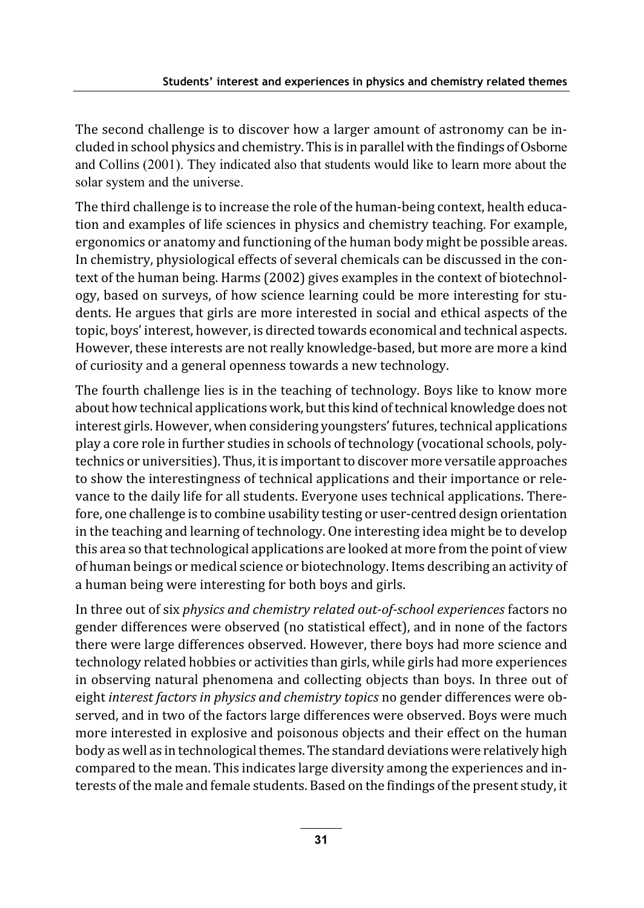The second challenge is to discover how a larger amount of astronomy can be included in school physics and chemistry. This is in parallel with the findings of Osborne and Collins (2001). They indicated also that students would like to learn more about the solar system and the universe.

The third challenge is to increase the role of the human-being context, health education and examples of life sciences in physics and chemistry teaching. For example, ergonomics or anatomy and functioning of the human body might be possible areas. In chemistry, physiological effects of several chemicals can be discussed in the context of the human being. Harms (2002) gives examples in the context of biotechnology, based on surveys, of how science learning could be more interesting for students. He argues that girls are more interested in social and ethical aspects of the topic, boys' interest, however, is directed towards economical and technical aspects. However, these interests are not really knowledge-based, but more are more a kind of curiosity and a general openness towards a new technology.

The fourth challenge lies is in the teaching of technology. Boys like to know more about how technical applications work, but this kind of technical knowledge does not interest girls. However, when considering youngsters' futures, technical applications play a core role in further studies in schools of technology (vocational schools, polytechnics or universities). Thus, it is important to discover more versatile approaches to show the interestingness of technical applications and their importance or relevance to the daily life for all students. Everyone uses technical applications. Therefore, one challenge is to combine usability testing or user-centred design orientation in the teaching and learning of technology. One interesting idea might be to develop this area so that technological applications are looked at more from the point of view of human beings or medical science or biotechnology. Items describing an activity of a human being were interesting for both boys and girls.

In three out of six *physics and chemistry related out-of-school experiences* factors no gender differences were observed (no statistical effect), and in none of the factors there were large differences observed. However, there boys had more science and technology related hobbies or activities than girls, while girls had more experiences in observing natural phenomena and collecting objects than boys. In three out of eight *interest factors in physics and chemistry topics* no gender differences were observed, and in two of the factors large differences were observed. Boys were much more interested in explosive and poisonous objects and their effect on the human body as well as in technological themes. The standard deviations were relatively high compared to the mean. This indicates large diversity among the experiences and interests of the male and female students. Based on the findings of the present study, it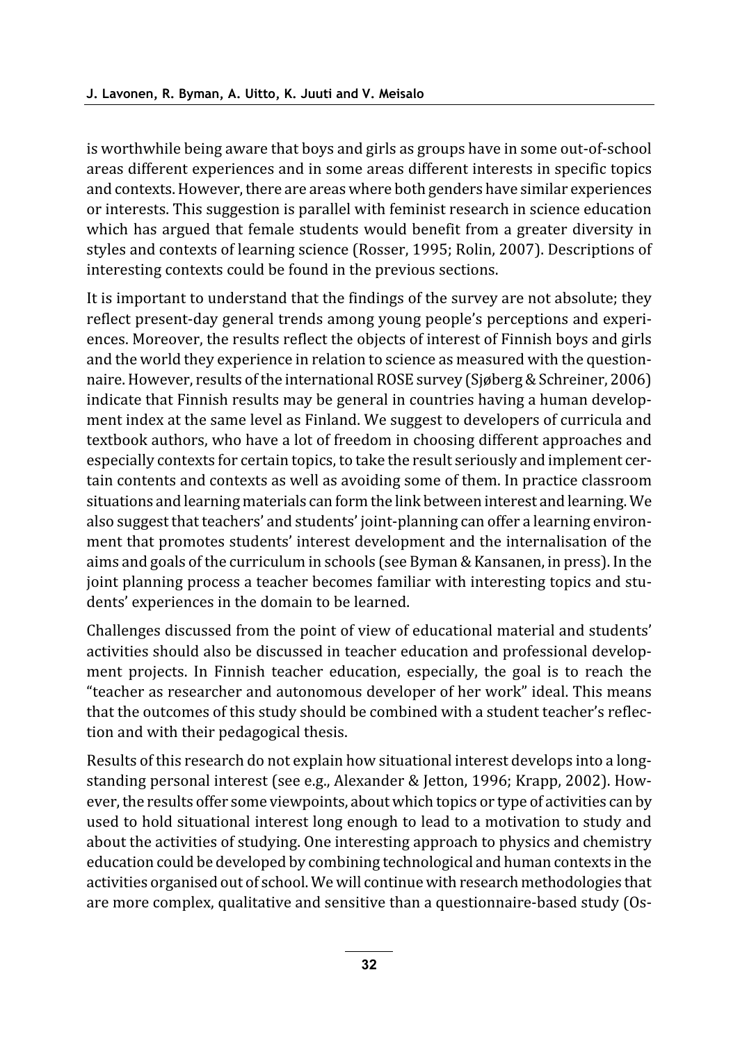is worthwhile being aware that boys and girls as groups have in some out-of-school areas different experiences and in some areas different interests in specific topics and contexts. However, there are areas where both genders have similar experiences or interests. This suggestion is parallel with feminist research in science education which has argued that female students would benefit from a greater diversity in styles and contexts of learning science (Rosser, 1995; Rolin, 2007). Descriptions of interesting contexts could be found in the previous sections.

It is important to understand that the findings of the survey are not absolute; they reflect present-day general trends among young people's perceptions and experiences. Moreover, the results reflect the objects of interest of Finnish boys and girls and the world they experience in relation to science as measured with the questionnaire. However, results of the international ROSE survey (Sjøberg & Schreiner, 2006) indicate that Finnish results may be general in countries having a human development index at the same level as Finland. We suggest to developers of curricula and textbook authors, who have a lot of freedom in choosing different approaches and especially contexts for certain topics, to take the result seriously and implement certain contents and contexts as well as avoiding some of them. In practice classroom situations and learning materials can form the link between interest and learning. We also suggest that teachers' and students' joint-planning can offer a learning environment that promotes students' interest development and the internalisation of the aims and goals of the curriculum in schools (see Byman & Kansanen, in press). In the joint planning process a teacher becomes familiar with interesting topics and students' experiences in the domain to be learned.

Challenges discussed from the point of view of educational material and students' activities should also be discussed in teacher education and professional development projects. In Finnish teacher education, especially, the goal is to reach the "teacher as researcher and autonomous developer of her work" ideal. This means that the outcomes of this study should be combined with a student teacher's reflection and with their pedagogical thesis.

Results of this research do not explain how situational interest develops into a long-standing personal interest (see e.g., Alexander & Jetton, 1996; Krapp, 2002). However, the results offer some viewpoints, about which topics or type of activities can by used to hold situational interest long enough to lead to a motivation to study and about the activities of studying. One interesting approach to physics and chemistry education could be developed by combining technological and human contexts in the activities organised out of school. We will continue with research methodologies that are more complex, qualitative and sensitive than a questionnaire-based study (Os-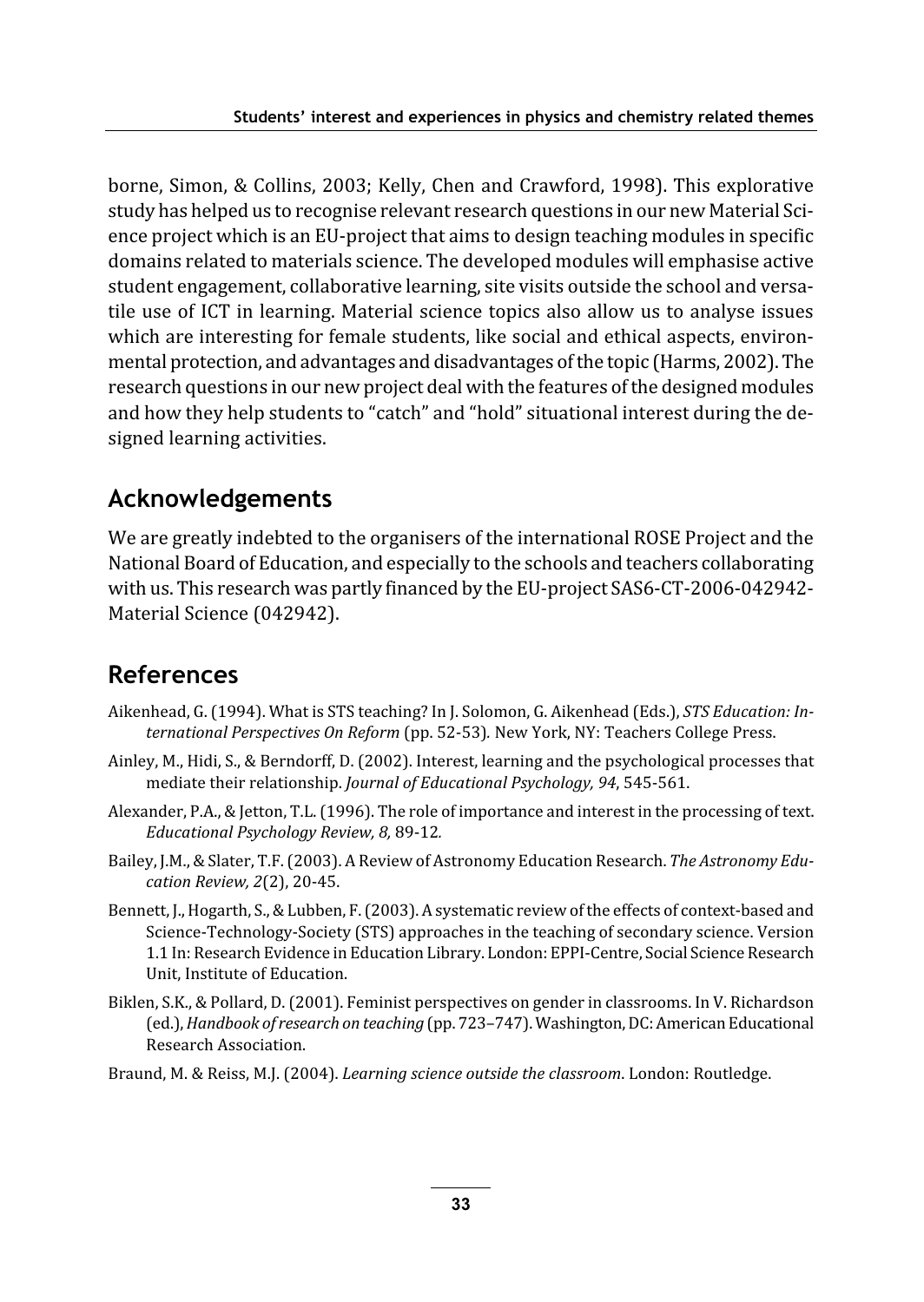borne, Simon, & Collins, 2003; Kelly, Chen and Crawford, 1998). This explorative study has helped us to recognise relevant research questions in our new Material Science project which is an EU-project that aims to design teaching modules in specific domains related to materials science. The developed modules will emphasise active student engagement, collaborative learning, site visits outside the school and versatile use of ICT in learning. Material science topics also allow us to analyse issues which are interesting for female students, like social and ethical aspects, environmental protection, and advantages and disadvantages of the topic (Harms, 2002). The research questions in our new project deal with the features of the designed modules and how they help students to "catch" and "hold" situational interest during the designed learning activities.

## Acknowledgements

We are greatly indebted to the organisers of the international ROSE Project and the National Board of Education, and especially to the schools and teachers collaborating with us. This research was partly financed by the EU-project SAS6-CT-2006-042942-Material Science (042942).

## References

Aikenhead, G. (1994). What is STS teaching? In J. Solomon, G. Aikenhead (Eds.), *STS Education: International Perspectives On Reform* (pp. 52-53). New York, NY: Teachers College Press.

Ainley, M., Hidi, S., & Berndorff, D. (2002). Interest, learning and the psychological processes that mediate their relationship. *Journal of Educational Psychology, 94*, 545-561.

Alexander, P.A., & Jetton, T.L. (1996). The role of importance and interest in the processing of text. *Educational Psychology Review, 8,* 89-12*.*

Bailey, J.M., & Slater, T.F. (2003). A Review of Astronomy Education Research. *The Astronomy Education Review, 2*(2), 20-45.

Bennett, J., Hogarth, S., & Lubben, F. (2003). A systematic review of the effects of context-based and Science-Technology-Society (STS) approaches in the teaching of secondary science. Version 1.1 In: Research Evidence in Education Library. London: EPPI-Centre, Social Science Research Unit, Institute of Education.

Biklen, S.K., & Pollard, D. (2001). Feminist perspectives on gender in classrooms. In V. Richardson (ed.), *Handbook of research on teaching* (pp. 723–747). Washington, DC: American Educational Research Association.

Braund, M. & Reiss, M.J. (2004). *Learning science outside the classroom*. London: Routledge.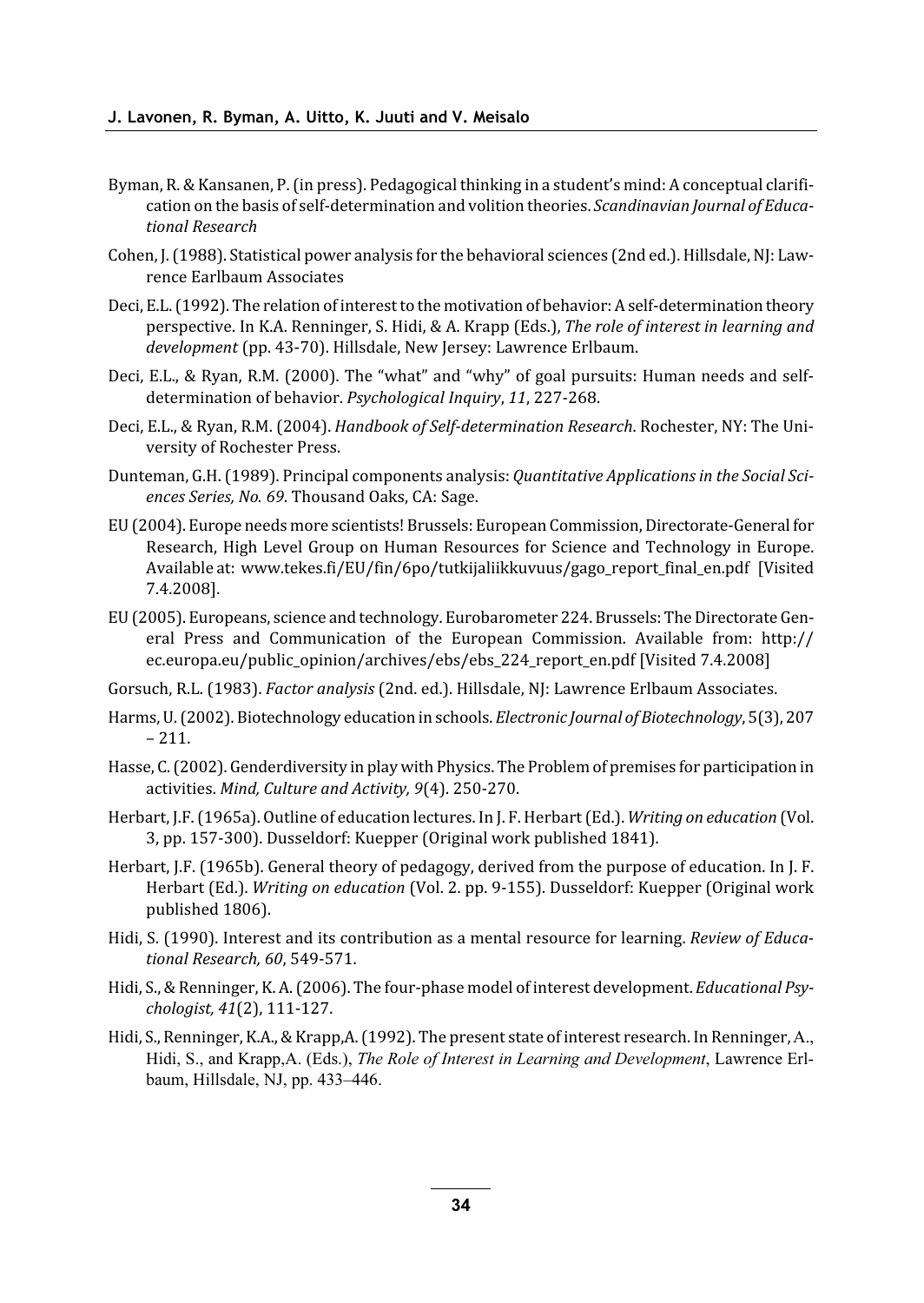Byman, R. & Kansanen, P. (in press). Pedagogical thinking in a student's mind: A conceptual clarification on the basis of self-determination and volition theories. *Scandinavian Journal of Educational Research*

Cohen, J. (1988). Statistical power analysis for the behavioral sciences (2nd ed.). Hillsdale, NJ: Lawrence Earlbaum Associates

Deci, E.L. (1992). The relation of interest to the motivation of behavior: A self-determination theory perspective. In K.A. Renninger, S. Hidi, & A. Krapp (Eds.), *The role of interest in learning and development* (pp. 43-70). Hillsdale, New Jersey: Lawrence Erlbaum.

Deci, E.L., & Ryan, R.M. (2000). The "what" and "why" of goal pursuits: Human needs and self-determination of behavior. *Psychological Inquiry*, *11*, 227-268.

Deci, E.L., & Ryan, R.M. (2004). *Handbook of Self-determination Research*. Rochester, NY: The University of Rochester Press.

Dunteman, G.H. (1989). Principal components analysis: *Quantitative Applications in the Social Sciences Series, No. 69*. Thousand Oaks, CA: Sage.

EU (2004). Europe needs more scientists! Brussels: European Commission, Directorate-General for Research, High Level Group on Human Resources for Science and Technology in Europe. Available at: www.tekes.fi/EU/fin/6po/tutkijaliikkuvuus/gago_report_final_en.pdf [Visited 7.4.2008].

EU (2005). Europeans, science and technology. Eurobarometer 224. Brussels: The Directorate General Press and Communication of the European Commission. Available from: http://ec.europa.eu/public_opinion/archives/ebs/ebs_224_report_en.pdf [Visited 7.4.2008]

Gorsuch, R.L. (1983). *Factor analysis* (2nd. ed.). Hillsdale, NJ: Lawrence Erlbaum Associates.

Harms, U. (2002). Biotechnology education in schools. *Electronic Journal of Biotechnology*, 5(3), 207 – 211.

Hasse, C. (2002). Genderdiversity in play with Physics. The Problem of premises for participation in activities. *Mind, Culture and Activity, 9*(4). 250-270.

Herbart, J.F. (1965a). Outline of education lectures. In J. F. Herbart (Ed.). *Writing on education* (Vol. 3, pp. 157-300). Dusseldorf: Kuepper (Original work published 1841).

Herbart, J.F. (1965b). General theory of pedagogy, derived from the purpose of education. In J. F. Herbart (Ed.). *Writing on education* (Vol. 2. pp. 9-155). Dusseldorf: Kuepper (Original work published 1806).

Hidi, S. (1990). Interest and its contribution as a mental resource for learning. *Review of Educational Research, 60*, 549-571.

Hidi, S., & Renninger, K. A. (2006). The four-phase model of interest development. *Educational Psychologist, 41*(2), 111-127.

Hidi, S., Renninger, K.A., & Krapp,A. (1992). The present state of interest research. In Renninger, A., Hidi, S., and Krapp,A. (Eds.), *The Role of Interest in Learning and Development*, Lawrence Erlbaum, Hillsdale, NJ, pp. 433–446.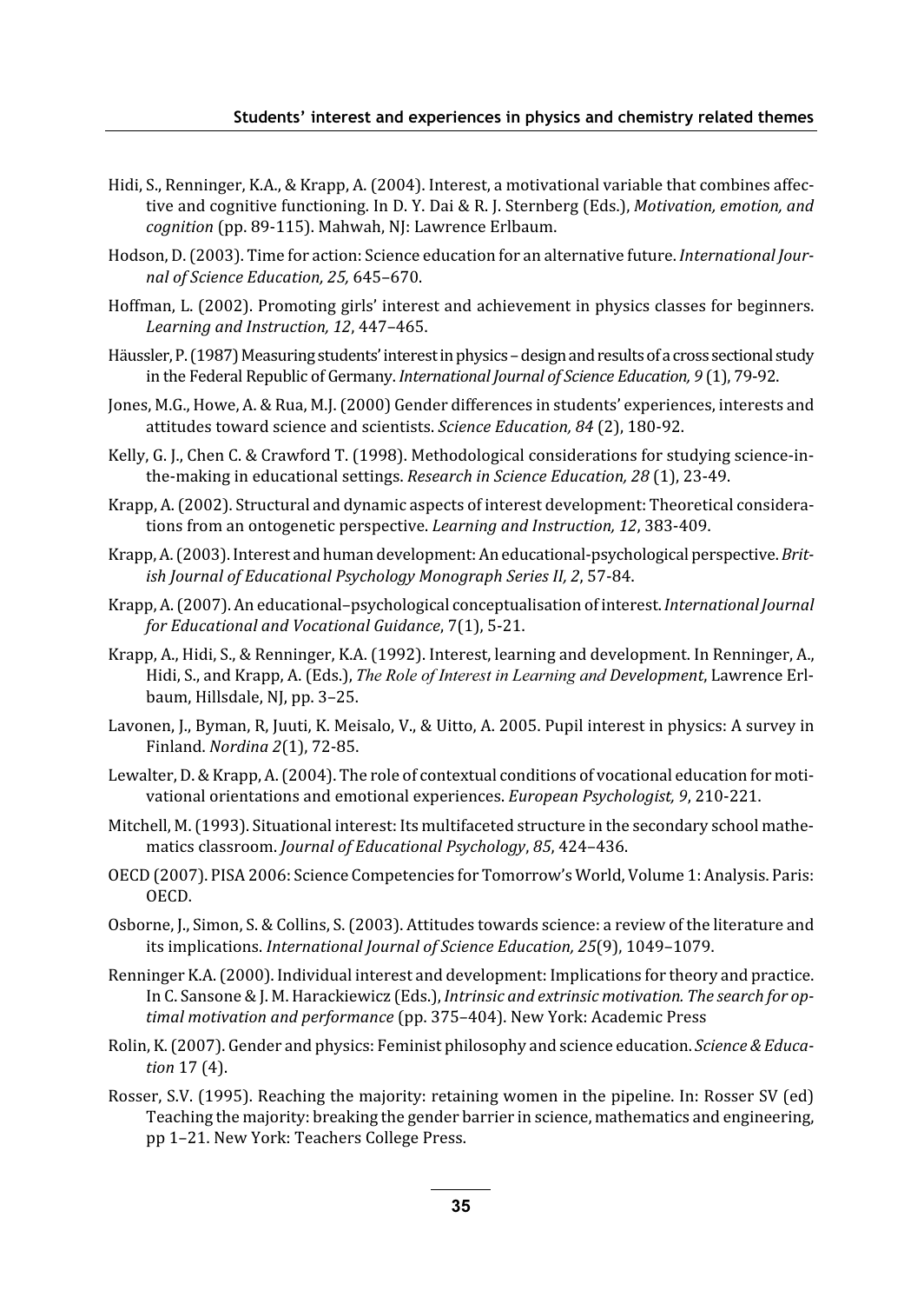Hidi, S., Renninger, K.A., & Krapp, A. (2004). Interest, a motivational variable that combines affective and cognitive functioning. In D. Y. Dai & R. J. Sternberg (Eds.), *Motivation, emotion, and cognition* (pp. 89-115). Mahwah, NJ: Lawrence Erlbaum.

Hodson, D. (2003). Time for action: Science education for an alternative future. *International Journal of Science Education, 25,* 645–670.

Hoffman, L. (2002). Promoting girls' interest and achievement in physics classes for beginners. *Learning and Instruction, 12*, 447–465.

Häussler, P. (1987) Measuring students' interest in physics – design and results of a cross sectional study in the Federal Republic of Germany. *International Journal of Science Education, 9* (1), 79-92.

Jones, M.G., Howe, A. & Rua, M.J. (2000) Gender differences in students' experiences, interests and attitudes toward science and scientists. *Science Education, 84* (2), 180-92.

Kelly, G. J., Chen C. & Crawford T. (1998). Methodological considerations for studying science-in-the-making in educational settings. *Research in Science Education, 28* (1), 23-49.

Krapp, A. (2002). Structural and dynamic aspects of interest development: Theoretical considerations from an ontogenetic perspective. *Learning and Instruction, 12*, 383-409.

Krapp, A. (2003). Interest and human development: An educational-psychological perspective. *British Journal of Educational Psychology Monograph Series II, 2*, 57-84.

Krapp, A. (2007). An educational–psychological conceptualisation of interest. *International Journal for Educational and Vocational Guidance*, 7(1), 5-21.

Krapp, A., Hidi, S., & Renninger, K.A. (1992). Interest, learning and development. In Renninger, A., Hidi, S., and Krapp, A. (Eds.), *The Role of Interest in Learning and Development*, Lawrence Erlbaum, Hillsdale, NJ, pp. 3–25.

Lavonen, J., Byman, R, Juuti, K. Meisalo, V., & Uitto, A. 2005. Pupil interest in physics: A survey in Finland. *Nordina 2*(1), 72-85.

Lewalter, D. & Krapp, A. (2004). The role of contextual conditions of vocational education for motivational orientations and emotional experiences. *European Psychologist, 9*, 210-221.

Mitchell, M. (1993). Situational interest: Its multifaceted structure in the secondary school mathematics classroom. *Journal of Educational Psychology*, *85*, 424–436.

OECD (2007). PISA 2006: Science Competencies for Tomorrow's World, Volume 1: Analysis. Paris: OECD.

Osborne, J., Simon, S. & Collins, S. (2003). Attitudes towards science: a review of the literature and its implications. *International Journal of Science Education, 25*(9), 1049–1079.

Renninger K.A. (2000). Individual interest and development: Implications for theory and practice. In C. Sansone & J. M. Harackiewicz (Eds.), *Intrinsic and extrinsic motivation. The search for optimal motivation and performance* (pp. 375–404). New York: Academic Press

Rolin, K. (2007). Gender and physics: Feminist philosophy and science education. *Science & Education* 17 (4).

Rosser, S.V. (1995). Reaching the majority: retaining women in the pipeline. In: Rosser SV (ed) Teaching the majority: breaking the gender barrier in science, mathematics and engineering, pp 1–21. New York: Teachers College Press.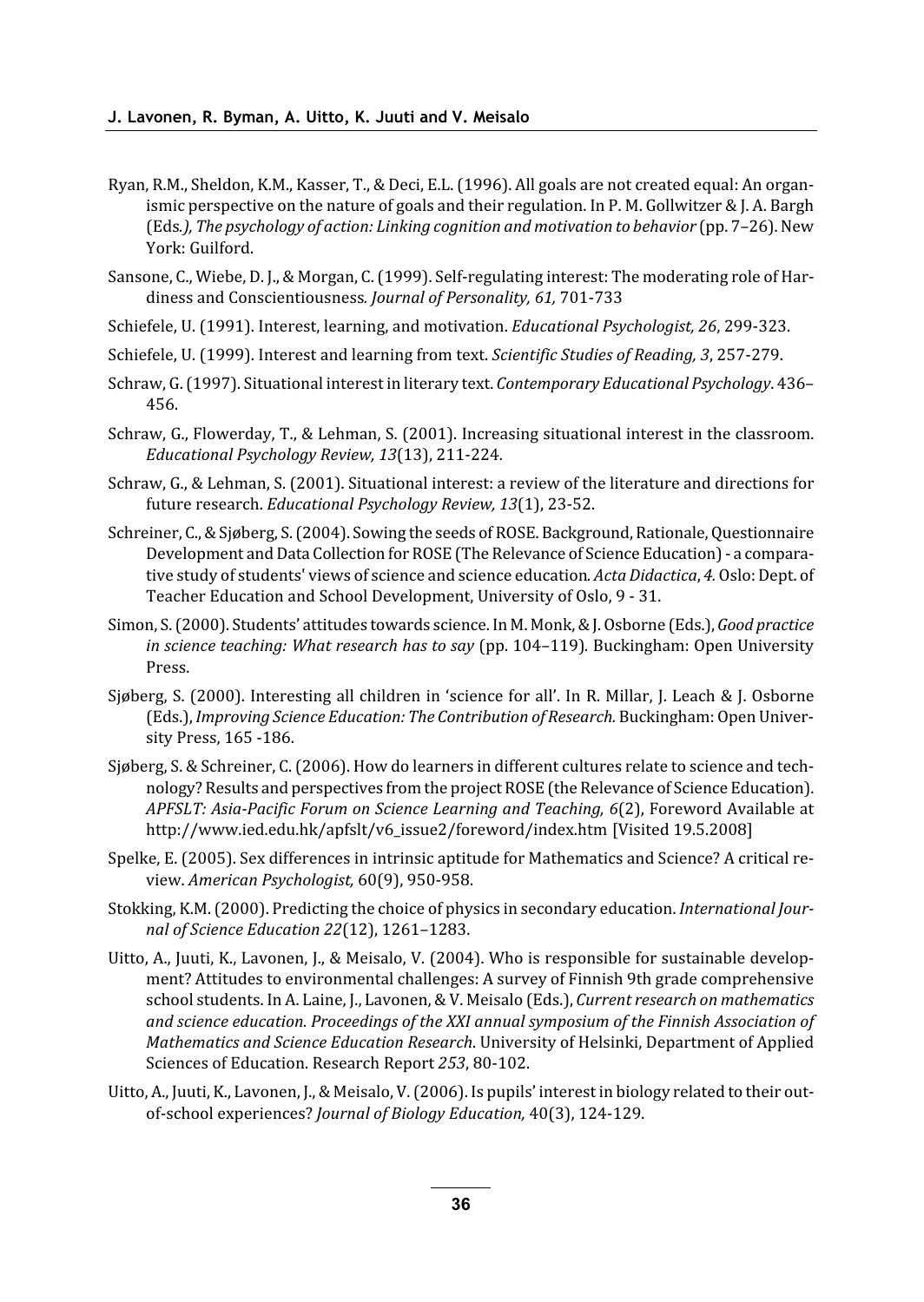Ryan, R.M., Sheldon, K.M., Kasser, T., & Deci, E.L. (1996). All goals are not created equal: An organismic perspective on the nature of goals and their regulation. In P. M. Gollwitzer & J. A. Bargh (Eds*.), The psychology of action: Linking cognition and motivation to behavior* (pp. 7–26). New York: Guilford.

Sansone, C., Wiebe, D. J., & Morgan, C. (1999). Self-regulating interest: The moderating role of Hardiness and Conscientiousness*. Journal of Personality, 61,* 701-733

Schiefele, U. (1991). Interest, learning, and motivation. *Educational Psychologist, 26*, 299-323.

Schiefele, U. (1999). Interest and learning from text. *Scientific Studies of Reading, 3*, 257-279.

Schraw, G. (1997). Situational interest in literary text. *Contemporary Educational Psychology*. 436–456.

Schraw, G., Flowerday, T., & Lehman, S. (2001). Increasing situational interest in the classroom. *Educational Psychology Review, 13*(13), 211-224.

Schraw, G., & Lehman, S. (2001). Situational interest: a review of the literature and directions for future research. *Educational Psychology Review, 13*(1), 23-52.

Schreiner, C., & Sjøberg, S. (2004). Sowing the seeds of ROSE. Background, Rationale, Questionnaire Development and Data Collection for ROSE (The Relevance of Science Education) - a comparative study of students' views of science and science education*. Acta Didactica*, *4.* Oslo: Dept. of Teacher Education and School Development, University of Oslo, 9 - 31.

Simon, S. (2000). Students' attitudes towards science. In M. Monk, & J. Osborne (Eds.), *Good practice in science teaching: What research has to say* (pp. 104–119)*.* Buckingham: Open University Press.

Sjøberg, S. (2000). Interesting all children in 'science for all'. In R. Millar, J. Leach & J. Osborne (Eds.), *Improving Science Education: The Contribution of Research.* Buckingham: Open University Press, 165 -186.

Sjøberg, S. & Schreiner, C. (2006). How do learners in different cultures relate to science and technology? Results and perspectives from the project ROSE (the Relevance of Science Education). *APFSLT: Asia-Pacific Forum on Science Learning and Teaching, 6*(2), Foreword Available at http://www.ied.edu.hk/apfslt/v6_issue2/foreword/index.htm [Visited 19.5.2008]

Spelke, E. (2005). Sex differences in intrinsic aptitude for Mathematics and Science? A critical review. *American Psychologist,* 60(9), 950-958.

Stokking, K.M. (2000). Predicting the choice of physics in secondary education. *International Journal of Science Education 22*(12), 1261–1283.

Uitto, A., Juuti, K., Lavonen, J., & Meisalo, V. (2004). Who is responsible for sustainable development? Attitudes to environmental challenges: A survey of Finnish 9th grade comprehensive school students. In A. Laine, J., Lavonen, & V. Meisalo (Eds.), *Current research on mathematics and science education. Proceedings of the XXI annual symposium of the Finnish Association of Mathematics and Science Education Research*. University of Helsinki, Department of Applied Sciences of Education. Research Report *253*, 80-102.

Uitto, A., Juuti, K., Lavonen, J., & Meisalo, V. (2006). Is pupils' interest in biology related to their out-of-school experiences? *Journal of Biology Education,* 40(3), 124-129.